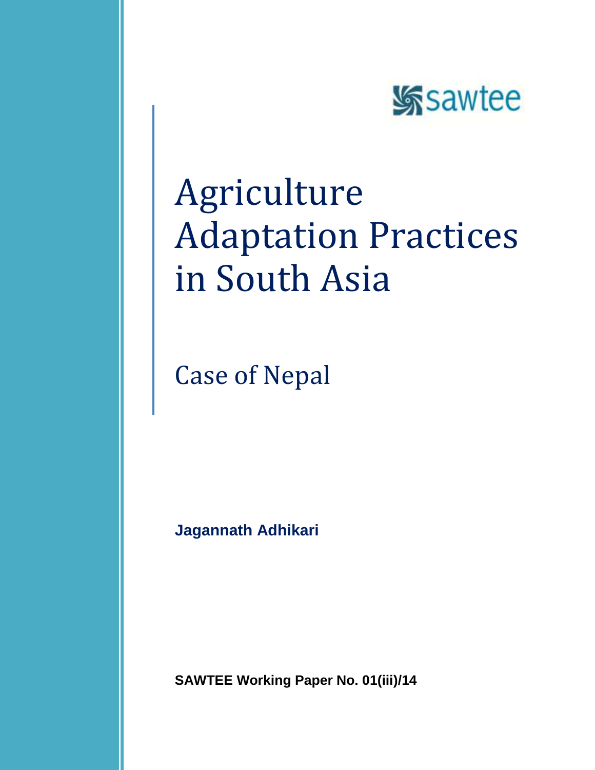sawtee

# Agriculture Adaptation Practices in South Asia

## Case of Nepal

**Jagannath Adhikari**

**SAWTEE Working Paper No. 01(iii)/14**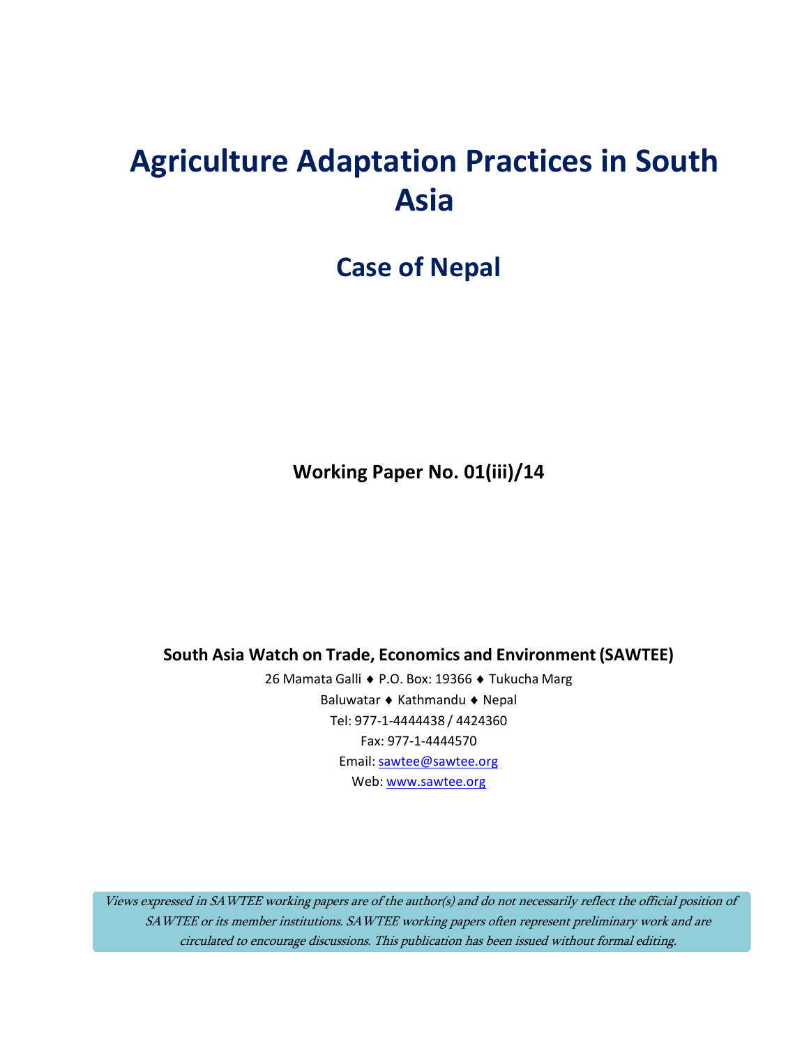# Agriculture Adaptation Practices in South Asia

## Case of Nepal

**Working Paper No. 01(iii)/14**

**South Asia Watch on Trade, Economics and Environment (SAWTEE)**

26 Mamata Galli ♦ P.O. Box: 19366 ♦ Tukucha Marg

Baluwatar ♦ Kathmandu ♦ Nepal

Tel: 977-1-4444438 / 4424360

Fax: 977-1-4444570

Email: sawtee@sawtee.org

Web: www.sawtee.org

*Views expressed in SAWTEE working papers are of the author(s) and do not necessarily reflect the official position of SAWTEE or its member institutions. SAWTEE working papers often represent preliminary work and are circulated to encourage discussions. This publication has been issued without formal editing.*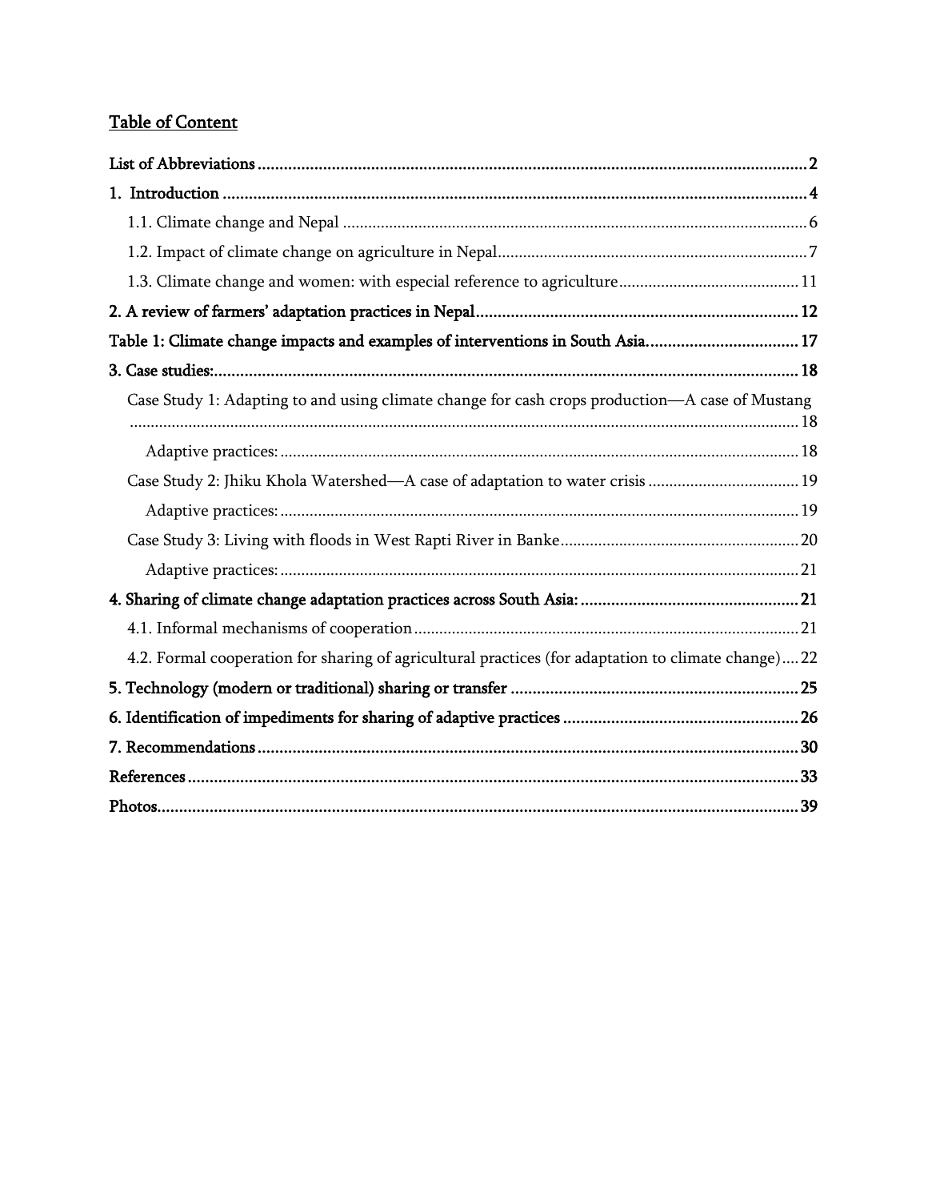## Table of Content

**List of Abbreviations** .......... **2**

**1. Introduction** .......... **4**

- 1.1. Climate change and Nepal .......... 6
- 1.2. Impact of climate change on agriculture in Nepal .......... 7
- 1.3. Climate change and women: with especial reference to agriculture .......... 11

**2. A review of farmers' adaptation practices in Nepal** .......... **12**

**Table 1: Climate change impacts and examples of interventions in South Asia.** .......... **17**

**3. Case studies:** .......... **18**

- Case Study 1: Adapting to and using climate change for cash crops production—A case of Mustang .......... 18
  - Adaptive practices: .......... 18
- Case Study 2: Jhiku Khola Watershed—A case of adaptation to water crisis .......... 19
  - Adaptive practices: .......... 19
- Case Study 3: Living with floods in West Rapti River in Banke .......... 20
  - Adaptive practices: .......... 21

**4. Sharing of climate change adaptation practices across South Asia:** .......... **21**

- 4.1. Informal mechanisms of cooperation .......... 21
- 4.2. Formal cooperation for sharing of agricultural practices (for adaptation to climate change) .......... 22

**5. Technology (modern or traditional) sharing or transfer** .......... **25**

**6. Identification of impediments for sharing of adaptive practices** .......... **26**

**7. Recommendations** .......... **30**

**References** .......... **33**

**Photos** .......... **39**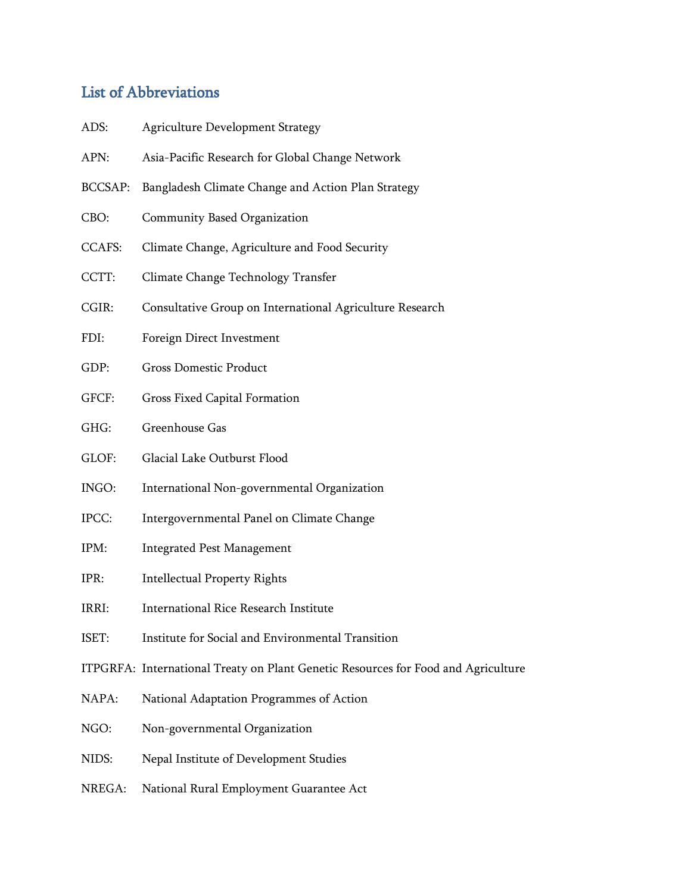## List of Abbreviations

ADS: Agriculture Development Strategy

APN: Asia-Pacific Research for Global Change Network

BCCSAP: Bangladesh Climate Change and Action Plan Strategy

CBO: Community Based Organization

CCAFS: Climate Change, Agriculture and Food Security

CCTT: Climate Change Technology Transfer

CGIR: Consultative Group on International Agriculture Research

FDI: Foreign Direct Investment

GDP: Gross Domestic Product

GFCF: Gross Fixed Capital Formation

GHG: Greenhouse Gas

GLOF: Glacial Lake Outburst Flood

INGO: International Non-governmental Organization

IPCC: Intergovernmental Panel on Climate Change

IPM: Integrated Pest Management

IPR: Intellectual Property Rights

IRRI: International Rice Research Institute

ISET: Institute for Social and Environmental Transition

ITPGRFA: International Treaty on Plant Genetic Resources for Food and Agriculture

NAPA: National Adaptation Programmes of Action

NGO: Non-governmental Organization

NIDS: Nepal Institute of Development Studies

NREGA: National Rural Employment Guarantee Act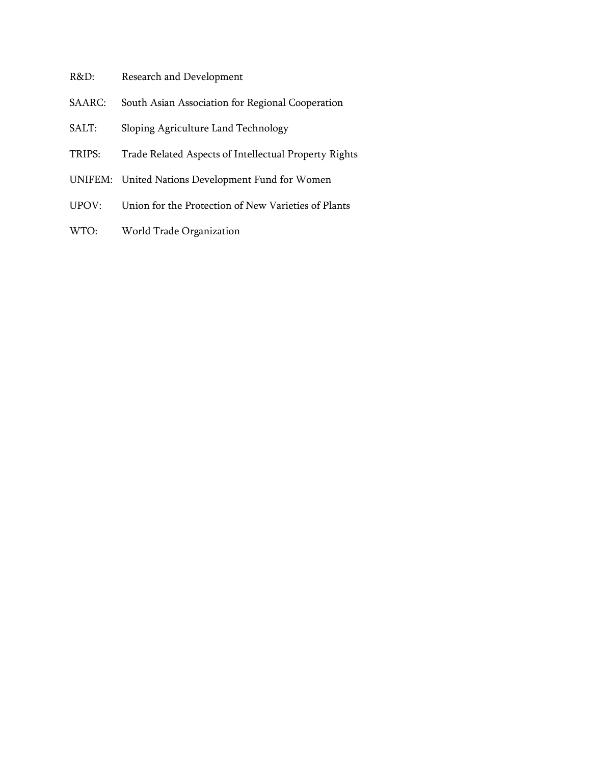R&D: Research and Development

SAARC: South Asian Association for Regional Cooperation

SALT: Sloping Agriculture Land Technology

TRIPS: Trade Related Aspects of Intellectual Property Rights

UNIFEM: United Nations Development Fund for Women

UPOV: Union for the Protection of New Varieties of Plants

WTO: World Trade Organization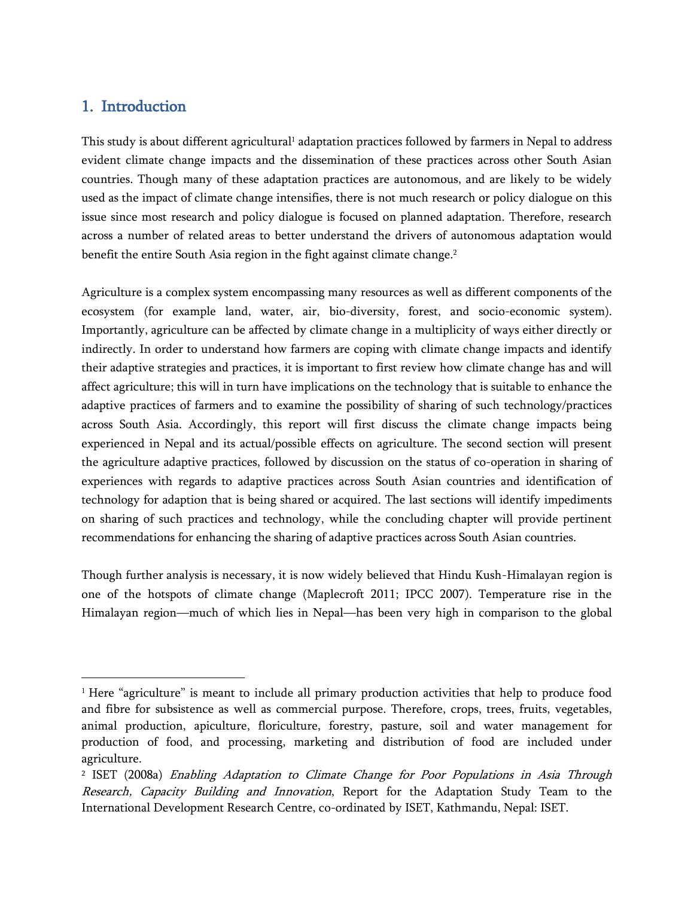## 1. Introduction

This study is about different agricultural[1] adaptation practices followed by farmers in Nepal to address evident climate change impacts and the dissemination of these practices across other South Asian countries. Though many of these adaptation practices are autonomous, and are likely to be widely used as the impact of climate change intensifies, there is not much research or policy dialogue on this issue since most research and policy dialogue is focused on planned adaptation. Therefore, research across a number of related areas to better understand the drivers of autonomous adaptation would benefit the entire South Asia region in the fight against climate change.[2]

Agriculture is a complex system encompassing many resources as well as different components of the ecosystem (for example land, water, air, bio-diversity, forest, and socio-economic system). Importantly, agriculture can be affected by climate change in a multiplicity of ways either directly or indirectly. In order to understand how farmers are coping with climate change impacts and identify their adaptive strategies and practices, it is important to first review how climate change has and will affect agriculture; this will in turn have implications on the technology that is suitable to enhance the adaptive practices of farmers and to examine the possibility of sharing of such technology/practices across South Asia. Accordingly, this report will first discuss the climate change impacts being experienced in Nepal and its actual/possible effects on agriculture. The second section will present the agriculture adaptive practices, followed by discussion on the status of co-operation in sharing of experiences with regards to adaptive practices across South Asian countries and identification of technology for adaption that is being shared or acquired. The last sections will identify impediments on sharing of such practices and technology, while the concluding chapter will provide pertinent recommendations for enhancing the sharing of adaptive practices across South Asian countries.

Though further analysis is necessary, it is now widely believed that Hindu Kush-Himalayan region is one of the hotspots of climate change (Maplecroft 2011; IPCC 2007). Temperature rise in the Himalayan region—much of which lies in Nepal—has been very high in comparison to the global

---

[1] Here "agriculture" is meant to include all primary production activities that help to produce food and fibre for subsistence as well as commercial purpose. Therefore, crops, trees, fruits, vegetables, animal production, apiculture, floriculture, forestry, pasture, soil and water management for production of food, and processing, marketing and distribution of food are included under agriculture.

[2] ISET (2008a) *Enabling Adaptation to Climate Change for Poor Populations in Asia Through Research, Capacity Building and Innovation*, Report for the Adaptation Study Team to the International Development Research Centre, co-ordinated by ISET, Kathmandu, Nepal: ISET.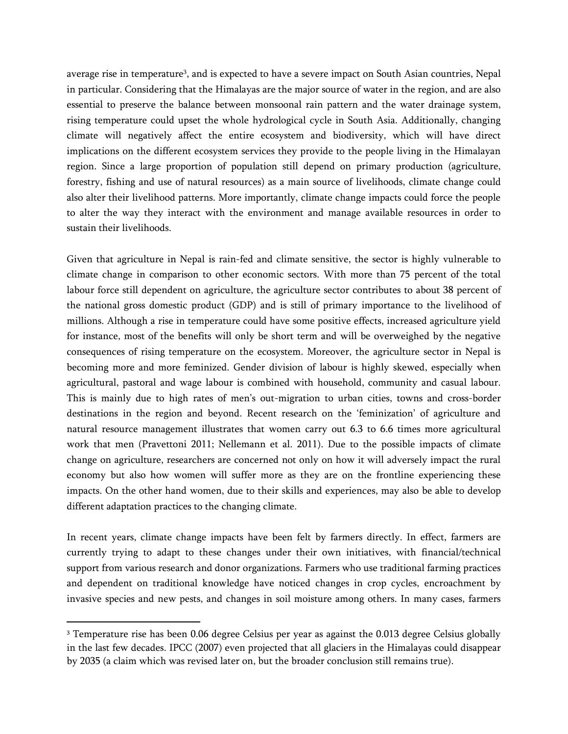average rise in temperature[3], and is expected to have a severe impact on South Asian countries, Nepal in particular. Considering that the Himalayas are the major source of water in the region, and are also essential to preserve the balance between monsoonal rain pattern and the water drainage system, rising temperature could upset the whole hydrological cycle in South Asia. Additionally, changing climate will negatively affect the entire ecosystem and biodiversity, which will have direct implications on the different ecosystem services they provide to the people living in the Himalayan region. Since a large proportion of population still depend on primary production (agriculture, forestry, fishing and use of natural resources) as a main source of livelihoods, climate change could also alter their livelihood patterns. More importantly, climate change impacts could force the people to alter the way they interact with the environment and manage available resources in order to sustain their livelihoods.

Given that agriculture in Nepal is rain-fed and climate sensitive, the sector is highly vulnerable to climate change in comparison to other economic sectors. With more than 75 percent of the total labour force still dependent on agriculture, the agriculture sector contributes to about 38 percent of the national gross domestic product (GDP) and is still of primary importance to the livelihood of millions. Although a rise in temperature could have some positive effects, increased agriculture yield for instance, most of the benefits will only be short term and will be overweighed by the negative consequences of rising temperature on the ecosystem. Moreover, the agriculture sector in Nepal is becoming more and more feminized. Gender division of labour is highly skewed, especially when agricultural, pastoral and wage labour is combined with household, community and casual labour. This is mainly due to high rates of men's out-migration to urban cities, towns and cross-border destinations in the region and beyond. Recent research on the 'feminization' of agriculture and natural resource management illustrates that women carry out 6.3 to 6.6 times more agricultural work that men (Pravettoni 2011; Nellemann et al. 2011). Due to the possible impacts of climate change on agriculture, researchers are concerned not only on how it will adversely impact the rural economy but also how women will suffer more as they are on the frontline experiencing these impacts. On the other hand women, due to their skills and experiences, may also be able to develop different adaptation practices to the changing climate.

In recent years, climate change impacts have been felt by farmers directly. In effect, farmers are currently trying to adapt to these changes under their own initiatives, with financial/technical support from various research and donor organizations. Farmers who use traditional farming practices and dependent on traditional knowledge have noticed changes in crop cycles, encroachment by invasive species and new pests, and changes in soil moisture among others. In many cases, farmers

[3] Temperature rise has been 0.06 degree Celsius per year as against the 0.013 degree Celsius globally in the last few decades. IPCC (2007) even projected that all glaciers in the Himalayas could disappear by 2035 (a claim which was revised later on, but the broader conclusion still remains true).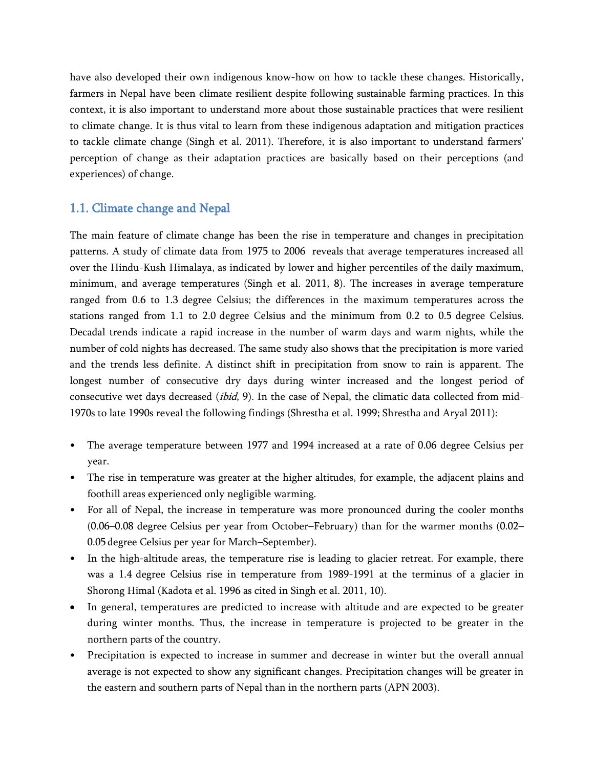have also developed their own indigenous know-how on how to tackle these changes. Historically, farmers in Nepal have been climate resilient despite following sustainable farming practices. In this context, it is also important to understand more about those sustainable practices that were resilient to climate change. It is thus vital to learn from these indigenous adaptation and mitigation practices to tackle climate change (Singh et al. 2011). Therefore, it is also important to understand farmers' perception of change as their adaptation practices are basically based on their perceptions (and experiences) of change.

## 1.1. Climate change and Nepal

The main feature of climate change has been the rise in temperature and changes in precipitation patterns. A study of climate data from 1975 to 2006 reveals that average temperatures increased all over the Hindu-Kush Himalaya, as indicated by lower and higher percentiles of the daily maximum, minimum, and average temperatures (Singh et al. 2011, 8). The increases in average temperature ranged from 0.6 to 1.3 degree Celsius; the differences in the maximum temperatures across the stations ranged from 1.1 to 2.0 degree Celsius and the minimum from 0.2 to 0.5 degree Celsius. Decadal trends indicate a rapid increase in the number of warm days and warm nights, while the number of cold nights has decreased. The same study also shows that the precipitation is more varied and the trends less definite. A distinct shift in precipitation from snow to rain is apparent. The longest number of consecutive dry days during winter increased and the longest period of consecutive wet days decreased (*ibid*, 9). In the case of Nepal, the climatic data collected from mid-1970s to late 1990s reveal the following findings (Shrestha et al. 1999; Shrestha and Aryal 2011):

- The average temperature between 1977 and 1994 increased at a rate of 0.06 degree Celsius per year.
- The rise in temperature was greater at the higher altitudes, for example, the adjacent plains and foothill areas experienced only negligible warming.
- For all of Nepal, the increase in temperature was more pronounced during the cooler months (0.06–0.08 degree Celsius per year from October–February) than for the warmer months (0.02–0.05 degree Celsius per year for March–September).
- In the high-altitude areas, the temperature rise is leading to glacier retreat. For example, there was a 1.4 degree Celsius rise in temperature from 1989-1991 at the terminus of a glacier in Shorong Himal (Kadota et al. 1996 as cited in Singh et al. 2011, 10).
- In general, temperatures are predicted to increase with altitude and are expected to be greater during winter months. Thus, the increase in temperature is projected to be greater in the northern parts of the country.
- Precipitation is expected to increase in summer and decrease in winter but the overall annual average is not expected to show any significant changes. Precipitation changes will be greater in the eastern and southern parts of Nepal than in the northern parts (APN 2003).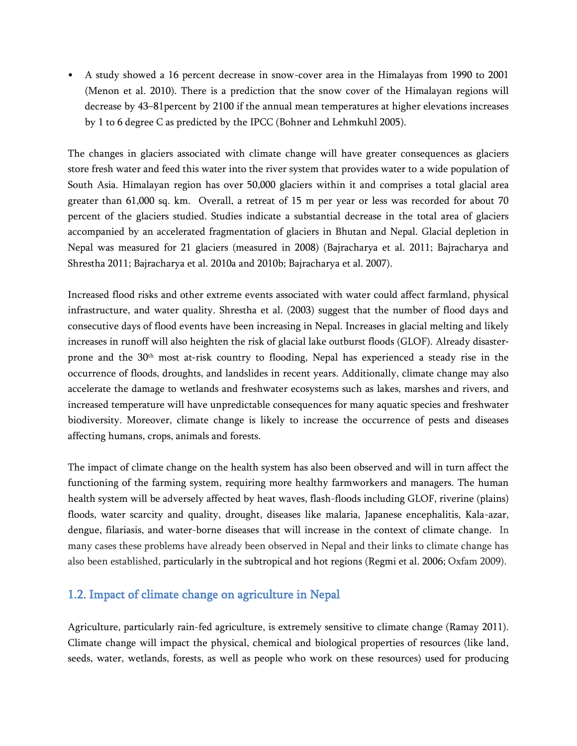- A study showed a 16 percent decrease in snow-cover area in the Himalayas from 1990 to 2001 (Menon et al. 2010). There is a prediction that the snow cover of the Himalayan regions will decrease by 43–81percent by 2100 if the annual mean temperatures at higher elevations increases by 1 to 6 degree C as predicted by the IPCC (Bohner and Lehmkuhl 2005).

The changes in glaciers associated with climate change will have greater consequences as glaciers store fresh water and feed this water into the river system that provides water to a wide population of South Asia. Himalayan region has over 50,000 glaciers within it and comprises a total glacial area greater than 61,000 sq. km. Overall, a retreat of 15 m per year or less was recorded for about 70 percent of the glaciers studied. Studies indicate a substantial decrease in the total area of glaciers accompanied by an accelerated fragmentation of glaciers in Bhutan and Nepal. Glacial depletion in Nepal was measured for 21 glaciers (measured in 2008) (Bajracharya et al. 2011; Bajracharya and Shrestha 2011; Bajracharya et al. 2010a and 2010b; Bajracharya et al. 2007).

Increased flood risks and other extreme events associated with water could affect farmland, physical infrastructure, and water quality. Shrestha et al. (2003) suggest that the number of flood days and consecutive days of flood events have been increasing in Nepal. Increases in glacial melting and likely increases in runoff will also heighten the risk of glacial lake outburst floods (GLOF). Already disaster-prone and the 30th most at-risk country to flooding, Nepal has experienced a steady rise in the occurrence of floods, droughts, and landslides in recent years. Additionally, climate change may also accelerate the damage to wetlands and freshwater ecosystems such as lakes, marshes and rivers, and increased temperature will have unpredictable consequences for many aquatic species and freshwater biodiversity. Moreover, climate change is likely to increase the occurrence of pests and diseases affecting humans, crops, animals and forests.

The impact of climate change on the health system has also been observed and will in turn affect the functioning of the farming system, requiring more healthy farmworkers and managers. The human health system will be adversely affected by heat waves, flash-floods including GLOF, riverine (plains) floods, water scarcity and quality, drought, diseases like malaria, Japanese encephalitis, Kala-azar, dengue, filariasis, and water-borne diseases that will increase in the context of climate change. In many cases these problems have already been observed in Nepal and their links to climate change has also been established, particularly in the subtropical and hot regions (Regmi et al. 2006; Oxfam 2009).

## 1.2. Impact of climate change on agriculture in Nepal

Agriculture, particularly rain-fed agriculture, is extremely sensitive to climate change (Ramay 2011). Climate change will impact the physical, chemical and biological properties of resources (like land, seeds, water, wetlands, forests, as well as people who work on these resources) used for producing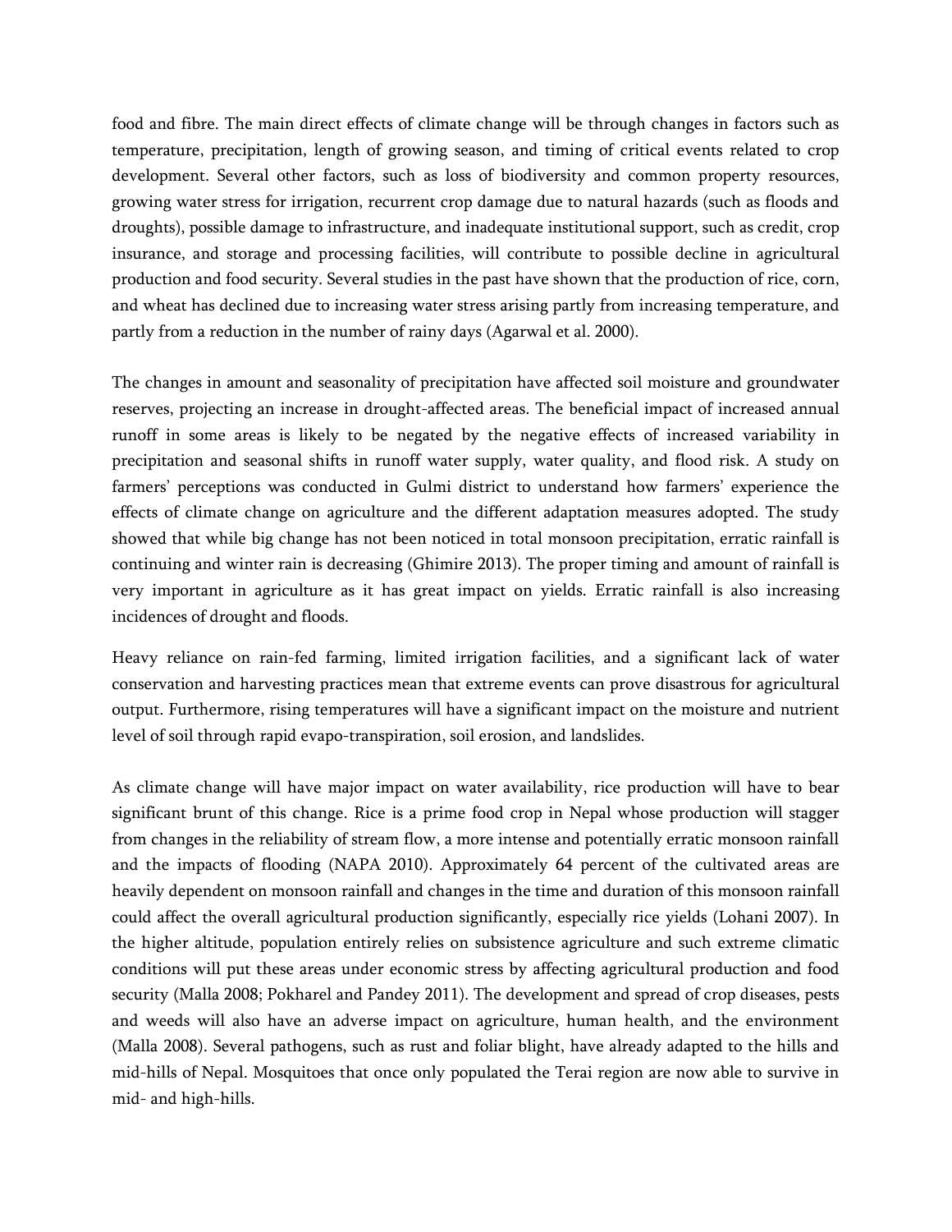food and fibre. The main direct effects of climate change will be through changes in factors such as temperature, precipitation, length of growing season, and timing of critical events related to crop development. Several other factors, such as loss of biodiversity and common property resources, growing water stress for irrigation, recurrent crop damage due to natural hazards (such as floods and droughts), possible damage to infrastructure, and inadequate institutional support, such as credit, crop insurance, and storage and processing facilities, will contribute to possible decline in agricultural production and food security. Several studies in the past have shown that the production of rice, corn, and wheat has declined due to increasing water stress arising partly from increasing temperature, and partly from a reduction in the number of rainy days (Agarwal et al. 2000).

The changes in amount and seasonality of precipitation have affected soil moisture and groundwater reserves, projecting an increase in drought-affected areas. The beneficial impact of increased annual runoff in some areas is likely to be negated by the negative effects of increased variability in precipitation and seasonal shifts in runoff water supply, water quality, and flood risk. A study on farmers' perceptions was conducted in Gulmi district to understand how farmers' experience the effects of climate change on agriculture and the different adaptation measures adopted. The study showed that while big change has not been noticed in total monsoon precipitation, erratic rainfall is continuing and winter rain is decreasing (Ghimire 2013). The proper timing and amount of rainfall is very important in agriculture as it has great impact on yields. Erratic rainfall is also increasing incidences of drought and floods.

Heavy reliance on rain-fed farming, limited irrigation facilities, and a significant lack of water conservation and harvesting practices mean that extreme events can prove disastrous for agricultural output. Furthermore, rising temperatures will have a significant impact on the moisture and nutrient level of soil through rapid evapo-transpiration, soil erosion, and landslides.

As climate change will have major impact on water availability, rice production will have to bear significant brunt of this change. Rice is a prime food crop in Nepal whose production will stagger from changes in the reliability of stream flow, a more intense and potentially erratic monsoon rainfall and the impacts of flooding (NAPA 2010). Approximately 64 percent of the cultivated areas are heavily dependent on monsoon rainfall and changes in the time and duration of this monsoon rainfall could affect the overall agricultural production significantly, especially rice yields (Lohani 2007). In the higher altitude, population entirely relies on subsistence agriculture and such extreme climatic conditions will put these areas under economic stress by affecting agricultural production and food security (Malla 2008; Pokharel and Pandey 2011). The development and spread of crop diseases, pests and weeds will also have an adverse impact on agriculture, human health, and the environment (Malla 2008). Several pathogens, such as rust and foliar blight, have already adapted to the hills and mid-hills of Nepal. Mosquitoes that once only populated the Terai region are now able to survive in mid- and high-hills.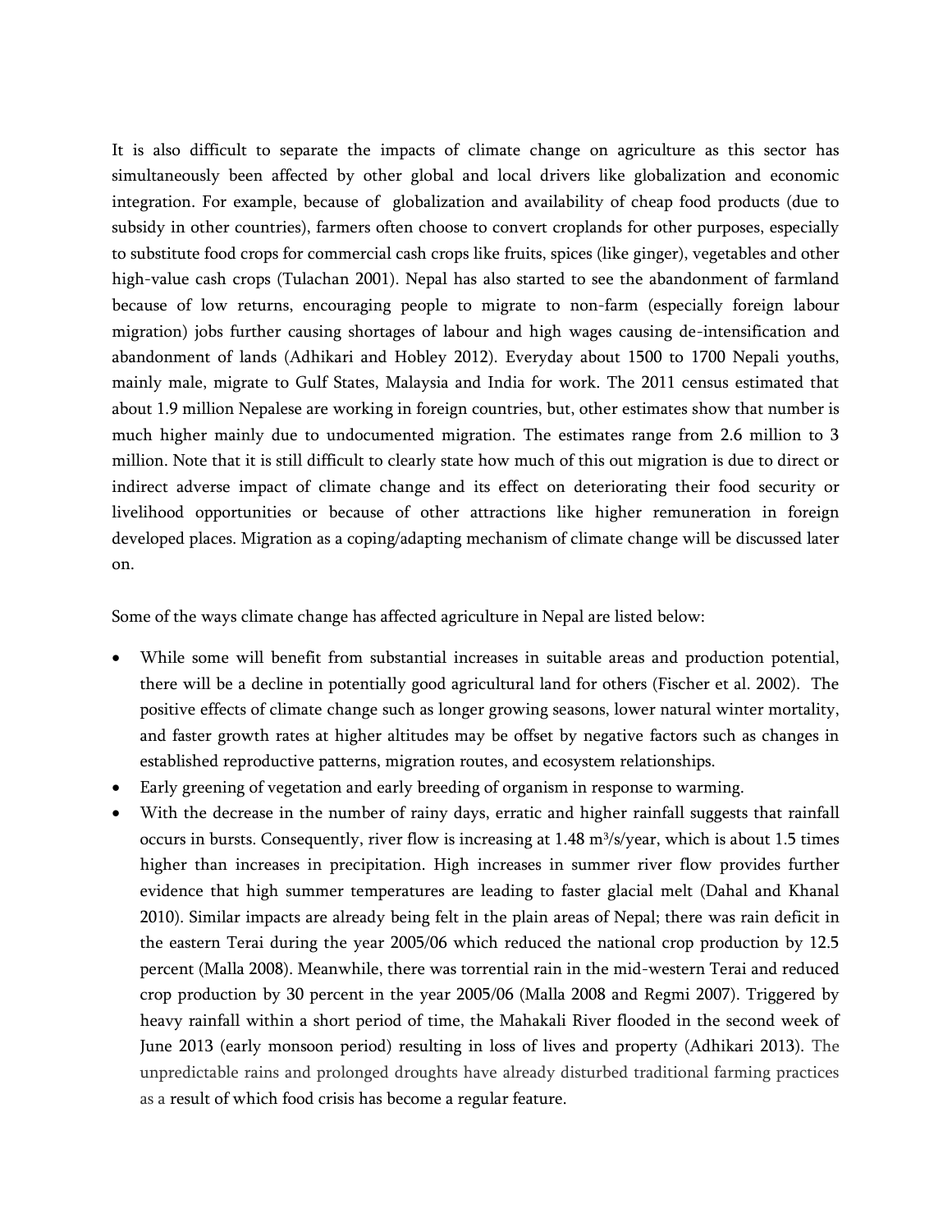It is also difficult to separate the impacts of climate change on agriculture as this sector has simultaneously been affected by other global and local drivers like globalization and economic integration. For example, because of globalization and availability of cheap food products (due to subsidy in other countries), farmers often choose to convert croplands for other purposes, especially to substitute food crops for commercial cash crops like fruits, spices (like ginger), vegetables and other high-value cash crops (Tulachan 2001). Nepal has also started to see the abandonment of farmland because of low returns, encouraging people to migrate to non-farm (especially foreign labour migration) jobs further causing shortages of labour and high wages causing de-intensification and abandonment of lands (Adhikari and Hobley 2012). Everyday about 1500 to 1700 Nepali youths, mainly male, migrate to Gulf States, Malaysia and India for work. The 2011 census estimated that about 1.9 million Nepalese are working in foreign countries, but, other estimates show that number is much higher mainly due to undocumented migration. The estimates range from 2.6 million to 3 million. Note that it is still difficult to clearly state how much of this out migration is due to direct or indirect adverse impact of climate change and its effect on deteriorating their food security or livelihood opportunities or because of other attractions like higher remuneration in foreign developed places. Migration as a coping/adapting mechanism of climate change will be discussed later on.

Some of the ways climate change has affected agriculture in Nepal are listed below:

- While some will benefit from substantial increases in suitable areas and production potential, there will be a decline in potentially good agricultural land for others (Fischer et al. 2002). The positive effects of climate change such as longer growing seasons, lower natural winter mortality, and faster growth rates at higher altitudes may be offset by negative factors such as changes in established reproductive patterns, migration routes, and ecosystem relationships.
- Early greening of vegetation and early breeding of organism in response to warming.
- With the decrease in the number of rainy days, erratic and higher rainfall suggests that rainfall occurs in bursts. Consequently, river flow is increasing at 1.48 $m^3/s$/year, which is about 1.5 times higher than increases in precipitation. High increases in summer river flow provides further evidence that high summer temperatures are leading to faster glacial melt (Dahal and Khanal 2010). Similar impacts are already being felt in the plain areas of Nepal; there was rain deficit in the eastern Terai during the year 2005/06 which reduced the national crop production by 12.5 percent (Malla 2008). Meanwhile, there was torrential rain in the mid-western Terai and reduced crop production by 30 percent in the year 2005/06 (Malla 2008 and Regmi 2007). Triggered by heavy rainfall within a short period of time, the Mahakali River flooded in the second week of June 2013 (early monsoon period) resulting in loss of lives and property (Adhikari 2013). The unpredictable rains and prolonged droughts have already disturbed traditional farming practices as a result of which food crisis has become a regular feature.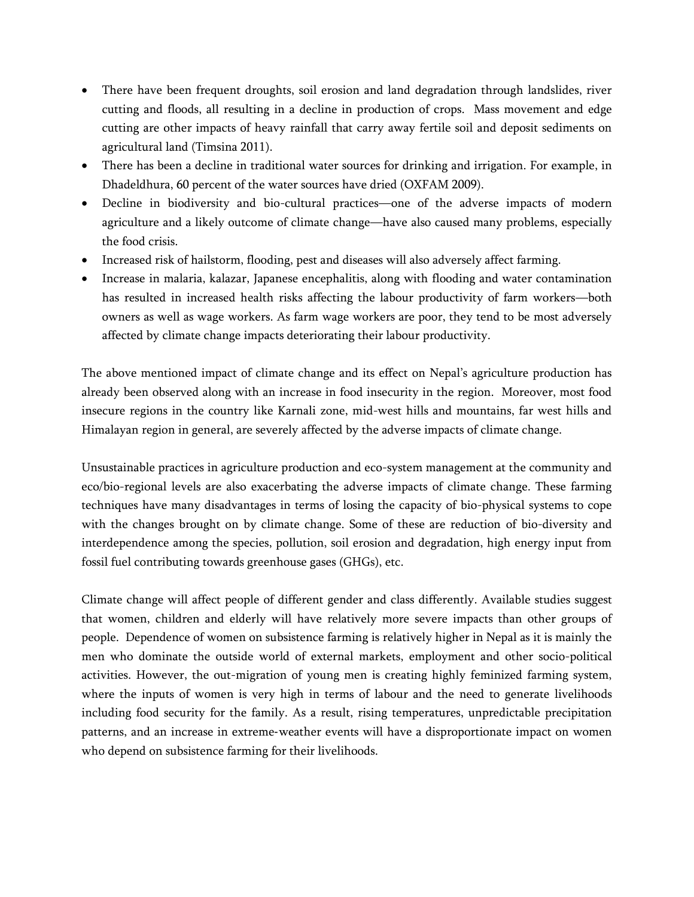- There have been frequent droughts, soil erosion and land degradation through landslides, river cutting and floods, all resulting in a decline in production of crops. Mass movement and edge cutting are other impacts of heavy rainfall that carry away fertile soil and deposit sediments on agricultural land (Timsina 2011).
- There has been a decline in traditional water sources for drinking and irrigation. For example, in Dhadeldhura, 60 percent of the water sources have dried (OXFAM 2009).
- Decline in biodiversity and bio-cultural practices—one of the adverse impacts of modern agriculture and a likely outcome of climate change—have also caused many problems, especially the food crisis.
- Increased risk of hailstorm, flooding, pest and diseases will also adversely affect farming.
- Increase in malaria, kalazar, Japanese encephalitis, along with flooding and water contamination has resulted in increased health risks affecting the labour productivity of farm workers—both owners as well as wage workers. As farm wage workers are poor, they tend to be most adversely affected by climate change impacts deteriorating their labour productivity.

The above mentioned impact of climate change and its effect on Nepal's agriculture production has already been observed along with an increase in food insecurity in the region. Moreover, most food insecure regions in the country like Karnali zone, mid-west hills and mountains, far west hills and Himalayan region in general, are severely affected by the adverse impacts of climate change.

Unsustainable practices in agriculture production and eco-system management at the community and eco/bio-regional levels are also exacerbating the adverse impacts of climate change. These farming techniques have many disadvantages in terms of losing the capacity of bio-physical systems to cope with the changes brought on by climate change. Some of these are reduction of bio-diversity and interdependence among the species, pollution, soil erosion and degradation, high energy input from fossil fuel contributing towards greenhouse gases (GHGs), etc.

Climate change will affect people of different gender and class differently. Available studies suggest that women, children and elderly will have relatively more severe impacts than other groups of people. Dependence of women on subsistence farming is relatively higher in Nepal as it is mainly the men who dominate the outside world of external markets, employment and other socio-political activities. However, the out-migration of young men is creating highly feminized farming system, where the inputs of women is very high in terms of labour and the need to generate livelihoods including food security for the family. As a result, rising temperatures, unpredictable precipitation patterns, and an increase in extreme-weather events will have a disproportionate impact on women who depend on subsistence farming for their livelihoods.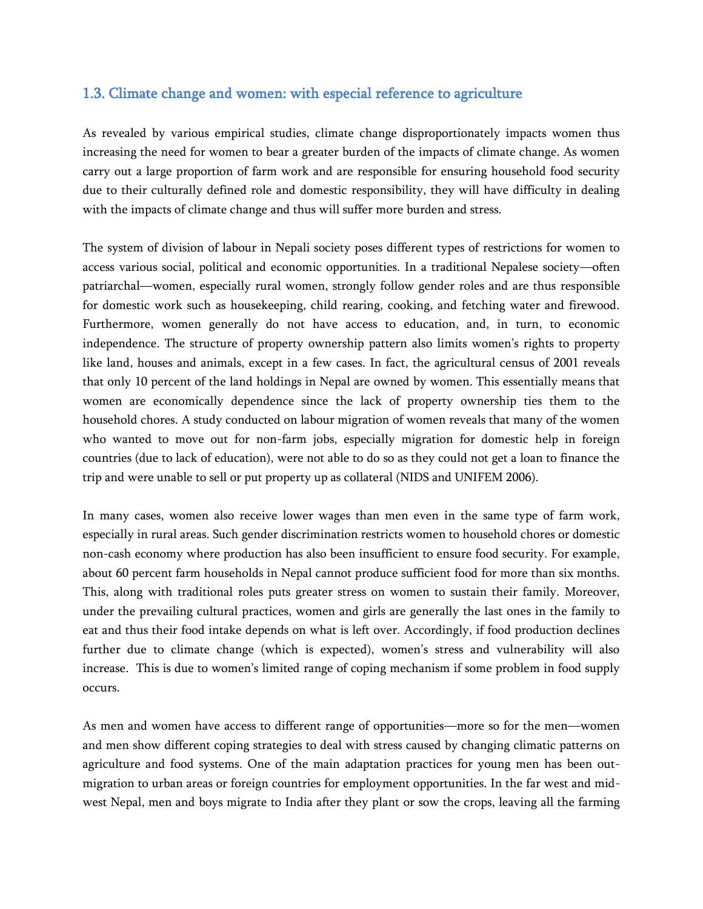### 1.3. Climate change and women: with especial reference to agriculture

As revealed by various empirical studies, climate change disproportionately impacts women thus increasing the need for women to bear a greater burden of the impacts of climate change. As women carry out a large proportion of farm work and are responsible for ensuring household food security due to their culturally defined role and domestic responsibility, they will have difficulty in dealing with the impacts of climate change and thus will suffer more burden and stress.

The system of division of labour in Nepali society poses different types of restrictions for women to access various social, political and economic opportunities. In a traditional Nepalese society—often patriarchal—women, especially rural women, strongly follow gender roles and are thus responsible for domestic work such as housekeeping, child rearing, cooking, and fetching water and firewood. Furthermore, women generally do not have access to education, and, in turn, to economic independence. The structure of property ownership pattern also limits women's rights to property like land, houses and animals, except in a few cases. In fact, the agricultural census of 2001 reveals that only 10 percent of the land holdings in Nepal are owned by women. This essentially means that women are economically dependence since the lack of property ownership ties them to the household chores. A study conducted on labour migration of women reveals that many of the women who wanted to move out for non-farm jobs, especially migration for domestic help in foreign countries (due to lack of education), were not able to do so as they could not get a loan to finance the trip and were unable to sell or put property up as collateral (NIDS and UNIFEM 2006).

In many cases, women also receive lower wages than men even in the same type of farm work, especially in rural areas. Such gender discrimination restricts women to household chores or domestic non-cash economy where production has also been insufficient to ensure food security. For example, about 60 percent farm households in Nepal cannot produce sufficient food for more than six months. This, along with traditional roles puts greater stress on women to sustain their family. Moreover, under the prevailing cultural practices, women and girls are generally the last ones in the family to eat and thus their food intake depends on what is left over. Accordingly, if food production declines further due to climate change (which is expected), women's stress and vulnerability will also increase. This is due to women's limited range of coping mechanism if some problem in food supply occurs.

As men and women have access to different range of opportunities—more so for the men—women and men show different coping strategies to deal with stress caused by changing climatic patterns on agriculture and food systems. One of the main adaptation practices for young men has been out-migration to urban areas or foreign countries for employment opportunities. In the far west and mid-west Nepal, men and boys migrate to India after they plant or sow the crops, leaving all the farming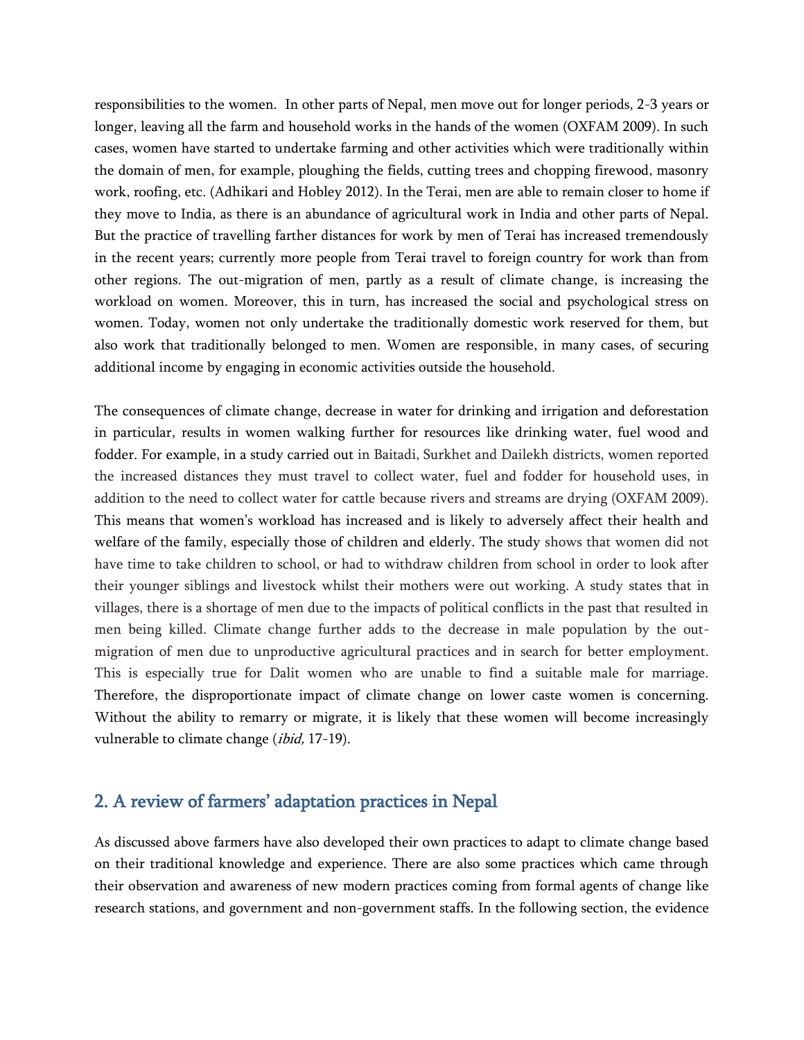responsibilities to the women. In other parts of Nepal, men move out for longer periods, 2-3 years or longer, leaving all the farm and household works in the hands of the women (OXFAM 2009). In such cases, women have started to undertake farming and other activities which were traditionally within the domain of men, for example, ploughing the fields, cutting trees and chopping firewood, masonry work, roofing, etc. (Adhikari and Hobley 2012). In the Terai, men are able to remain closer to home if they move to India, as there is an abundance of agricultural work in India and other parts of Nepal. But the practice of travelling farther distances for work by men of Terai has increased tremendously in the recent years; currently more people from Terai travel to foreign country for work than from other regions. The out-migration of men, partly as a result of climate change, is increasing the workload on women. Moreover, this in turn, has increased the social and psychological stress on women. Today, women not only undertake the traditionally domestic work reserved for them, but also work that traditionally belonged to men. Women are responsible, in many cases, of securing additional income by engaging in economic activities outside the household.

The consequences of climate change, decrease in water for drinking and irrigation and deforestation in particular, results in women walking further for resources like drinking water, fuel wood and fodder. For example, in a study carried out in Baitadi, Surkhet and Dailekh districts, women reported the increased distances they must travel to collect water, fuel and fodder for household uses, in addition to the need to collect water for cattle because rivers and streams are drying (OXFAM 2009). This means that women's workload has increased and is likely to adversely affect their health and welfare of the family, especially those of children and elderly. The study shows that women did not have time to take children to school, or had to withdraw children from school in order to look after their younger siblings and livestock whilst their mothers were out working. A study states that in villages, there is a shortage of men due to the impacts of political conflicts in the past that resulted in men being killed. Climate change further adds to the decrease in male population by the out-migration of men due to unproductive agricultural practices and in search for better employment. This is especially true for Dalit women who are unable to find a suitable male for marriage. Therefore, the disproportionate impact of climate change on lower caste women is concerning. Without the ability to remarry or migrate, it is likely that these women will become increasingly vulnerable to climate change (*ibid,* 17-19).

## 2. A review of farmers' adaptation practices in Nepal

As discussed above farmers have also developed their own practices to adapt to climate change based on their traditional knowledge and experience. There are also some practices which came through their observation and awareness of new modern practices coming from formal agents of change like research stations, and government and non-government staffs. In the following section, the evidence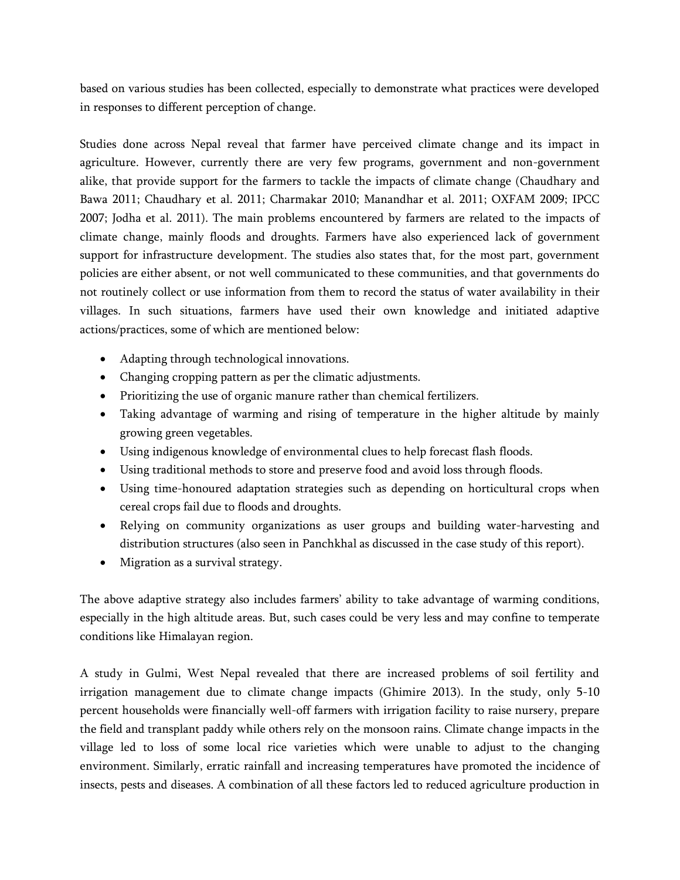based on various studies has been collected, especially to demonstrate what practices were developed in responses to different perception of change.

Studies done across Nepal reveal that farmer have perceived climate change and its impact in agriculture. However, currently there are very few programs, government and non-government alike, that provide support for the farmers to tackle the impacts of climate change (Chaudhary and Bawa 2011; Chaudhary et al. 2011; Charmakar 2010; Manandhar et al. 2011; OXFAM 2009; IPCC 2007; Jodha et al. 2011). The main problems encountered by farmers are related to the impacts of climate change, mainly floods and droughts. Farmers have also experienced lack of government support for infrastructure development. The studies also states that, for the most part, government policies are either absent, or not well communicated to these communities, and that governments do not routinely collect or use information from them to record the status of water availability in their villages. In such situations, farmers have used their own knowledge and initiated adaptive actions/practices, some of which are mentioned below:

- Adapting through technological innovations.
- Changing cropping pattern as per the climatic adjustments.
- Prioritizing the use of organic manure rather than chemical fertilizers.
- Taking advantage of warming and rising of temperature in the higher altitude by mainly growing green vegetables.
- Using indigenous knowledge of environmental clues to help forecast flash floods.
- Using traditional methods to store and preserve food and avoid loss through floods.
- Using time-honoured adaptation strategies such as depending on horticultural crops when cereal crops fail due to floods and droughts.
- Relying on community organizations as user groups and building water-harvesting and distribution structures (also seen in Panchkhal as discussed in the case study of this report).
- Migration as a survival strategy.

The above adaptive strategy also includes farmers' ability to take advantage of warming conditions, especially in the high altitude areas. But, such cases could be very less and may confine to temperate conditions like Himalayan region.

A study in Gulmi, West Nepal revealed that there are increased problems of soil fertility and irrigation management due to climate change impacts (Ghimire 2013). In the study, only 5-10 percent households were financially well-off farmers with irrigation facility to raise nursery, prepare the field and transplant paddy while others rely on the monsoon rains. Climate change impacts in the village led to loss of some local rice varieties which were unable to adjust to the changing environment. Similarly, erratic rainfall and increasing temperatures have promoted the incidence of insects, pests and diseases. A combination of all these factors led to reduced agriculture production in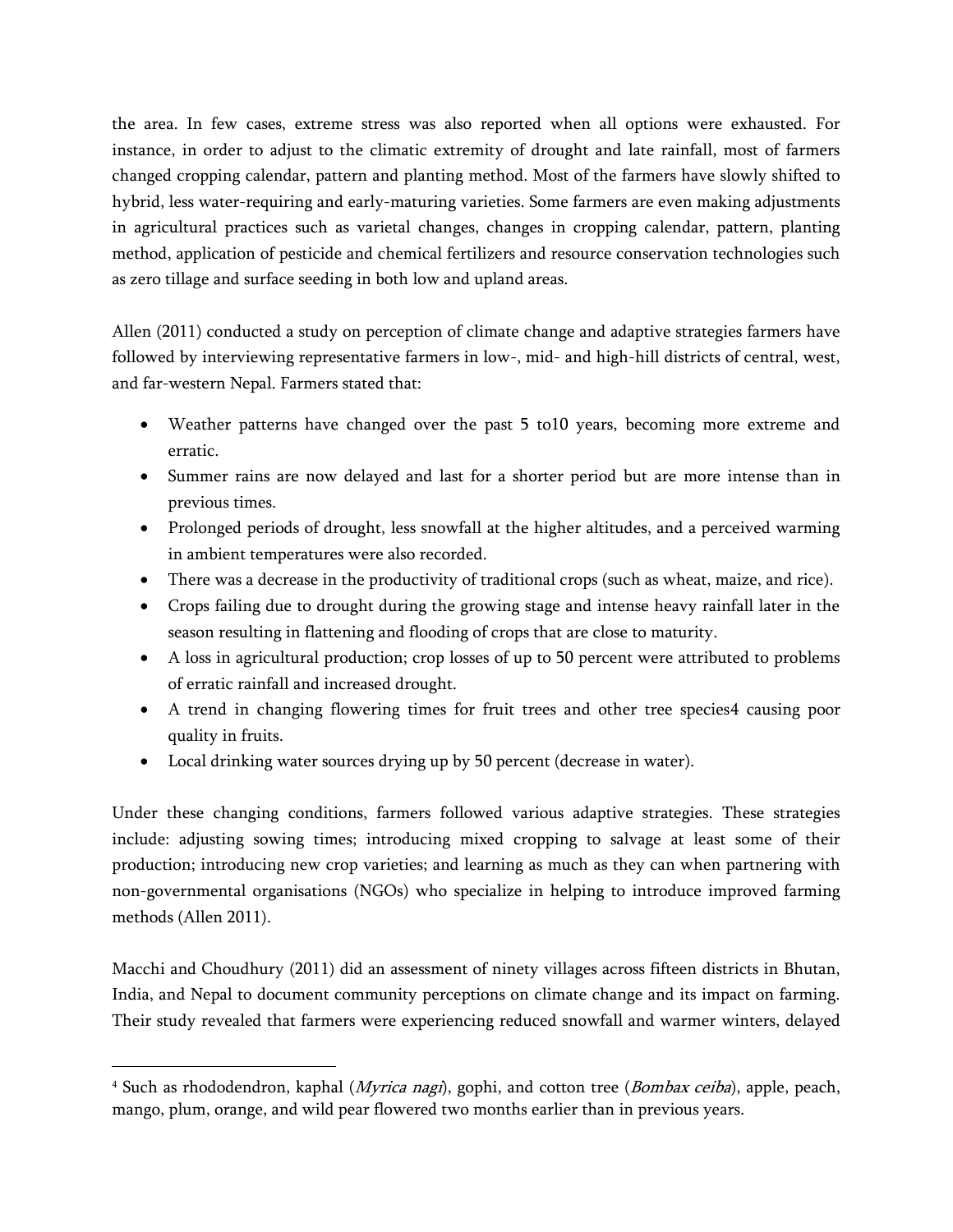the area. In few cases, extreme stress was also reported when all options were exhausted. For instance, in order to adjust to the climatic extremity of drought and late rainfall, most of farmers changed cropping calendar, pattern and planting method. Most of the farmers have slowly shifted to hybrid, less water-requiring and early-maturing varieties. Some farmers are even making adjustments in agricultural practices such as varietal changes, changes in cropping calendar, pattern, planting method, application of pesticide and chemical fertilizers and resource conservation technologies such as zero tillage and surface seeding in both low and upland areas.

Allen (2011) conducted a study on perception of climate change and adaptive strategies farmers have followed by interviewing representative farmers in low-, mid- and high-hill districts of central, west, and far-western Nepal. Farmers stated that:

- Weather patterns have changed over the past 5 to10 years, becoming more extreme and erratic.
- Summer rains are now delayed and last for a shorter period but are more intense than in previous times.
- Prolonged periods of drought, less snowfall at the higher altitudes, and a perceived warming in ambient temperatures were also recorded.
- There was a decrease in the productivity of traditional crops (such as wheat, maize, and rice).
- Crops failing due to drought during the growing stage and intense heavy rainfall later in the season resulting in flattening and flooding of crops that are close to maturity.
- A loss in agricultural production; crop losses of up to 50 percent were attributed to problems of erratic rainfall and increased drought.
- A trend in changing flowering times for fruit trees and other tree species[4] causing poor quality in fruits.
- Local drinking water sources drying up by 50 percent (decrease in water).

Under these changing conditions, farmers followed various adaptive strategies. These strategies include: adjusting sowing times; introducing mixed cropping to salvage at least some of their production; introducing new crop varieties; and learning as much as they can when partnering with non-governmental organisations (NGOs) who specialize in helping to introduce improved farming methods (Allen 2011).

Macchi and Choudhury (2011) did an assessment of ninety villages across fifteen districts in Bhutan, India, and Nepal to document community perceptions on climate change and its impact on farming. Their study revealed that farmers were experiencing reduced snowfall and warmer winters, delayed

---

[4] Such as rhododendron, kaphal (*Myrica nagi*), gophi, and cotton tree (*Bombax ceiba*), apple, peach, mango, plum, orange, and wild pear flowered two months earlier than in previous years.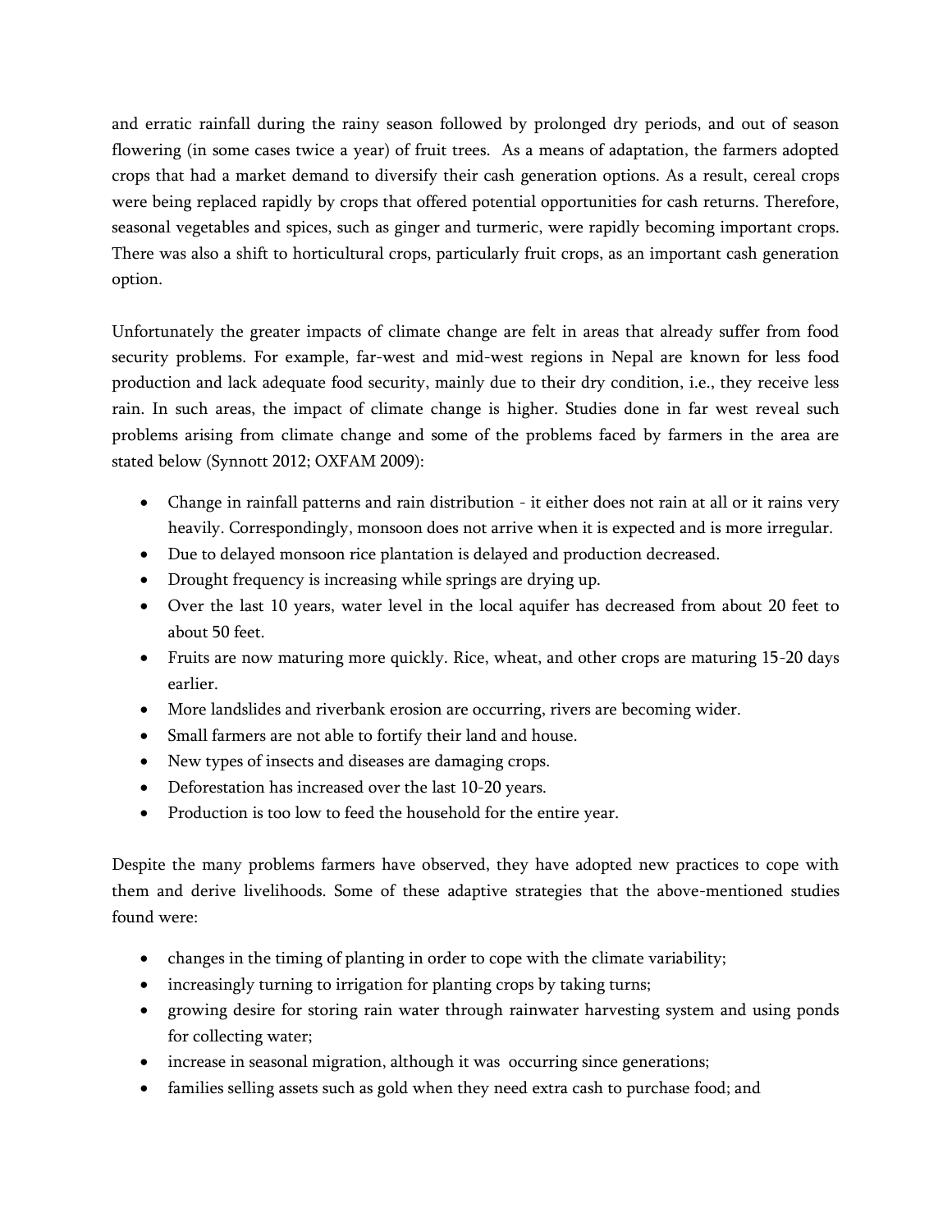and erratic rainfall during the rainy season followed by prolonged dry periods, and out of season flowering (in some cases twice a year) of fruit trees. As a means of adaptation, the farmers adopted crops that had a market demand to diversify their cash generation options. As a result, cereal crops were being replaced rapidly by crops that offered potential opportunities for cash returns. Therefore, seasonal vegetables and spices, such as ginger and turmeric, were rapidly becoming important crops. There was also a shift to horticultural crops, particularly fruit crops, as an important cash generation option.

Unfortunately the greater impacts of climate change are felt in areas that already suffer from food security problems. For example, far-west and mid-west regions in Nepal are known for less food production and lack adequate food security, mainly due to their dry condition, i.e., they receive less rain. In such areas, the impact of climate change is higher. Studies done in far west reveal such problems arising from climate change and some of the problems faced by farmers in the area are stated below (Synnott 2012; OXFAM 2009):

- Change in rainfall patterns and rain distribution - it either does not rain at all or it rains very heavily. Correspondingly, monsoon does not arrive when it is expected and is more irregular.
- Due to delayed monsoon rice plantation is delayed and production decreased.
- Drought frequency is increasing while springs are drying up.
- Over the last 10 years, water level in the local aquifer has decreased from about 20 feet to about 50 feet.
- Fruits are now maturing more quickly. Rice, wheat, and other crops are maturing 15-20 days earlier.
- More landslides and riverbank erosion are occurring, rivers are becoming wider.
- Small farmers are not able to fortify their land and house.
- New types of insects and diseases are damaging crops.
- Deforestation has increased over the last 10-20 years.
- Production is too low to feed the household for the entire year.

Despite the many problems farmers have observed, they have adopted new practices to cope with them and derive livelihoods. Some of these adaptive strategies that the above-mentioned studies found were:

- changes in the timing of planting in order to cope with the climate variability;
- increasingly turning to irrigation for planting crops by taking turns;
- growing desire for storing rain water through rainwater harvesting system and using ponds for collecting water;
- increase in seasonal migration, although it was occurring since generations;
- families selling assets such as gold when they need extra cash to purchase food; and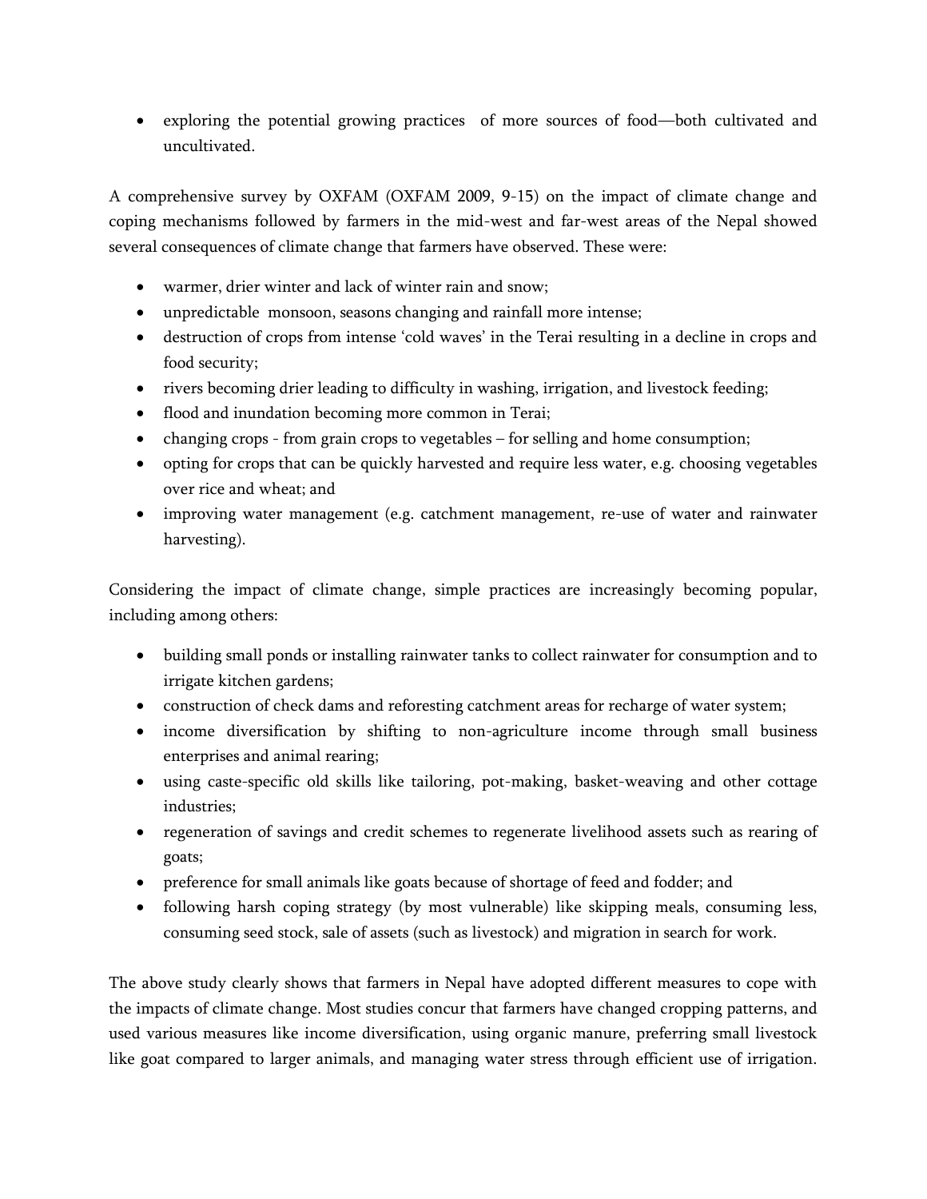- exploring the potential growing practices of more sources of food—both cultivated and uncultivated.

A comprehensive survey by OXFAM (OXFAM 2009, 9-15) on the impact of climate change and coping mechanisms followed by farmers in the mid-west and far-west areas of the Nepal showed several consequences of climate change that farmers have observed. These were:

- warmer, drier winter and lack of winter rain and snow;
- unpredictable monsoon, seasons changing and rainfall more intense;
- destruction of crops from intense 'cold waves' in the Terai resulting in a decline in crops and food security;
- rivers becoming drier leading to difficulty in washing, irrigation, and livestock feeding;
- flood and inundation becoming more common in Terai;
- changing crops - from grain crops to vegetables – for selling and home consumption;
- opting for crops that can be quickly harvested and require less water, e.g. choosing vegetables over rice and wheat; and
- improving water management (e.g. catchment management, re-use of water and rainwater harvesting).

Considering the impact of climate change, simple practices are increasingly becoming popular, including among others:

- building small ponds or installing rainwater tanks to collect rainwater for consumption and to irrigate kitchen gardens;
- construction of check dams and reforesting catchment areas for recharge of water system;
- income diversification by shifting to non-agriculture income through small business enterprises and animal rearing;
- using caste-specific old skills like tailoring, pot-making, basket-weaving and other cottage industries;
- regeneration of savings and credit schemes to regenerate livelihood assets such as rearing of goats;
- preference for small animals like goats because of shortage of feed and fodder; and
- following harsh coping strategy (by most vulnerable) like skipping meals, consuming less, consuming seed stock, sale of assets (such as livestock) and migration in search for work.

The above study clearly shows that farmers in Nepal have adopted different measures to cope with the impacts of climate change. Most studies concur that farmers have changed cropping patterns, and used various measures like income diversification, using organic manure, preferring small livestock like goat compared to larger animals, and managing water stress through efficient use of irrigation.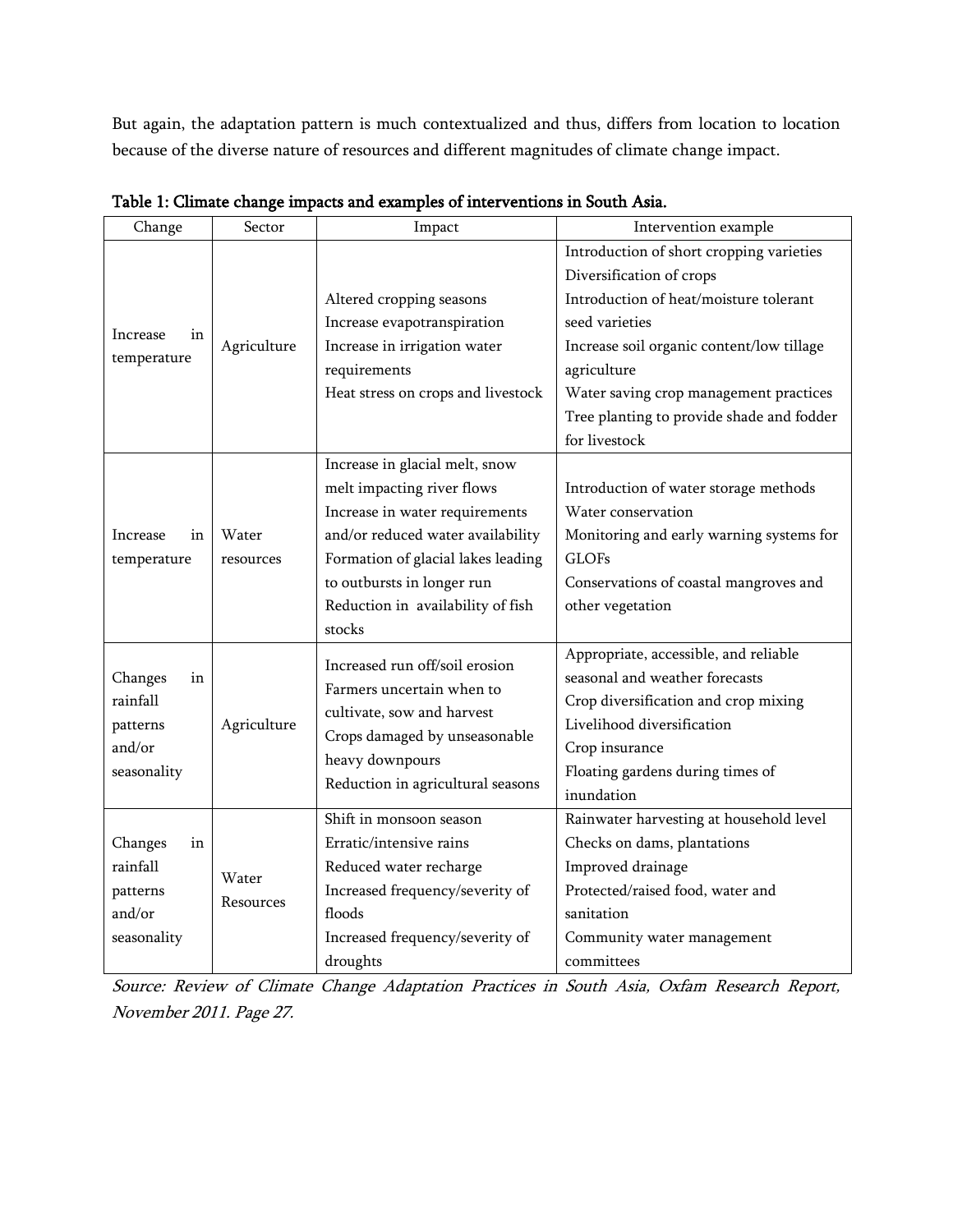But again, the adaptation pattern is much contextualized and thus, differs from location to location because of the diverse nature of resources and different magnitudes of climate change impact.

**Table 1: Climate change impacts and examples of interventions in South Asia.**

| Change | Sector | Impact | Intervention example |
|---|---|---|---|
| Increase in temperature | Agriculture | Altered cropping seasons<br>Increase evapotranspiration<br>Increase in irrigation water requirements<br>Heat stress on crops and livestock | Introduction of short cropping varieties<br>Diversification of crops<br>Introduction of heat/moisture tolerant seed varieties<br>Increase soil organic content/low tillage agriculture<br>Water saving crop management practices<br>Tree planting to provide shade and fodder for livestock |
| Increase in temperature | Water resources | Increase in glacial melt, snow melt impacting river flows<br>Increase in water requirements and/or reduced water availability<br>Formation of glacial lakes leading to outbursts in longer run<br>Reduction in availability of fish stocks | Introduction of water storage methods<br>Water conservation<br>Monitoring and early warning systems for GLOFs<br>Conservations of coastal mangroves and other vegetation |
| Changes in rainfall patterns and/or seasonality | Agriculture | Increased run off/soil erosion<br>Farmers uncertain when to cultivate, sow and harvest<br>Crops damaged by unseasonable heavy downpours<br>Reduction in agricultural seasons | Appropriate, accessible, and reliable seasonal and weather forecasts<br>Crop diversification and crop mixing<br>Livelihood diversification<br>Crop insurance<br>Floating gardens during times of inundation |
| Changes in rainfall patterns and/or seasonality | Water Resources | Shift in monsoon season<br>Erratic/intensive rains<br>Reduced water recharge<br>Increased frequency/severity of floods<br>Increased frequency/severity of droughts | Rainwater harvesting at household level<br>Checks on dams, plantations<br>Improved drainage<br>Protected/raised food, water and sanitation<br>Community water management committees |

*Source: Review of Climate Change Adaptation Practices in South Asia, Oxfam Research Report, November 2011. Page 27.*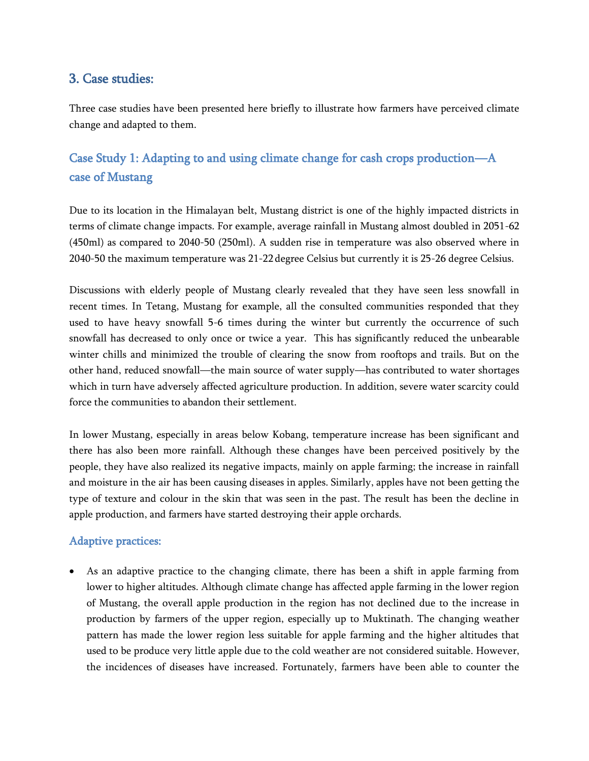## 3. Case studies:

Three case studies have been presented here briefly to illustrate how farmers have perceived climate change and adapted to them.

### Case Study 1: Adapting to and using climate change for cash crops production—A case of Mustang

Due to its location in the Himalayan belt, Mustang district is one of the highly impacted districts in terms of climate change impacts. For example, average rainfall in Mustang almost doubled in 2051-62 (450ml) as compared to 2040-50 (250ml). A sudden rise in temperature was also observed where in 2040-50 the maximum temperature was 21-22 degree Celsius but currently it is 25-26 degree Celsius.

Discussions with elderly people of Mustang clearly revealed that they have seen less snowfall in recent times. In Tetang, Mustang for example, all the consulted communities responded that they used to have heavy snowfall 5-6 times during the winter but currently the occurrence of such snowfall has decreased to only once or twice a year. This has significantly reduced the unbearable winter chills and minimized the trouble of clearing the snow from rooftops and trails. But on the other hand, reduced snowfall—the main source of water supply—has contributed to water shortages which in turn have adversely affected agriculture production. In addition, severe water scarcity could force the communities to abandon their settlement.

In lower Mustang, especially in areas below Kobang, temperature increase has been significant and there has also been more rainfall. Although these changes have been perceived positively by the people, they have also realized its negative impacts, mainly on apple farming; the increase in rainfall and moisture in the air has been causing diseases in apples. Similarly, apples have not been getting the type of texture and colour in the skin that was seen in the past. The result has been the decline in apple production, and farmers have started destroying their apple orchards.

#### Adaptive practices:

- As an adaptive practice to the changing climate, there has been a shift in apple farming from lower to higher altitudes. Although climate change has affected apple farming in the lower region of Mustang, the overall apple production in the region has not declined due to the increase in production by farmers of the upper region, especially up to Muktinath. The changing weather pattern has made the lower region less suitable for apple farming and the higher altitudes that used to be produce very little apple due to the cold weather are not considered suitable. However, the incidences of diseases have increased. Fortunately, farmers have been able to counter the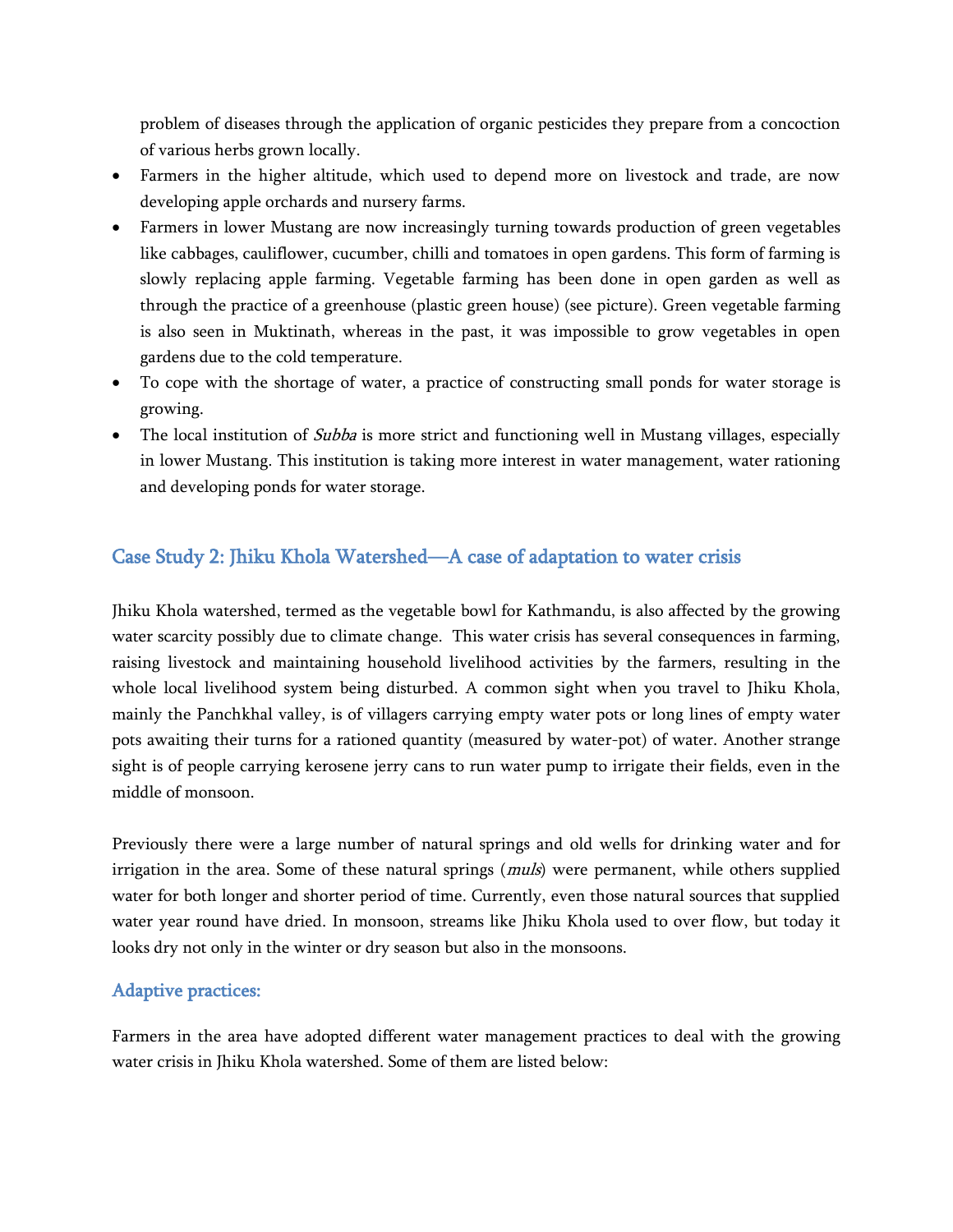problem of diseases through the application of organic pesticides they prepare from a concoction of various herbs grown locally.

- Farmers in the higher altitude, which used to depend more on livestock and trade, are now developing apple orchards and nursery farms.
- Farmers in lower Mustang are now increasingly turning towards production of green vegetables like cabbages, cauliflower, cucumber, chilli and tomatoes in open gardens. This form of farming is slowly replacing apple farming. Vegetable farming has been done in open garden as well as through the practice of a greenhouse (plastic green house) (see picture). Green vegetable farming is also seen in Muktinath, whereas in the past, it was impossible to grow vegetables in open gardens due to the cold temperature.
- To cope with the shortage of water, a practice of constructing small ponds for water storage is growing.
- The local institution of *Subba* is more strict and functioning well in Mustang villages, especially in lower Mustang. This institution is taking more interest in water management, water rationing and developing ponds for water storage.

## Case Study 2: Jhiku Khola Watershed—A case of adaptation to water crisis

Jhiku Khola watershed, termed as the vegetable bowl for Kathmandu, is also affected by the growing water scarcity possibly due to climate change. This water crisis has several consequences in farming, raising livestock and maintaining household livelihood activities by the farmers, resulting in the whole local livelihood system being disturbed. A common sight when you travel to Jhiku Khola, mainly the Panchkhal valley, is of villagers carrying empty water pots or long lines of empty water pots awaiting their turns for a rationed quantity (measured by water-pot) of water. Another strange sight is of people carrying kerosene jerry cans to run water pump to irrigate their fields, even in the middle of monsoon.

Previously there were a large number of natural springs and old wells for drinking water and for irrigation in the area. Some of these natural springs (*muls*) were permanent, while others supplied water for both longer and shorter period of time. Currently, even those natural sources that supplied water year round have dried. In monsoon, streams like Jhiku Khola used to over flow, but today it looks dry not only in the winter or dry season but also in the monsoons.

### Adaptive practices:

Farmers in the area have adopted different water management practices to deal with the growing water crisis in Jhiku Khola watershed. Some of them are listed below: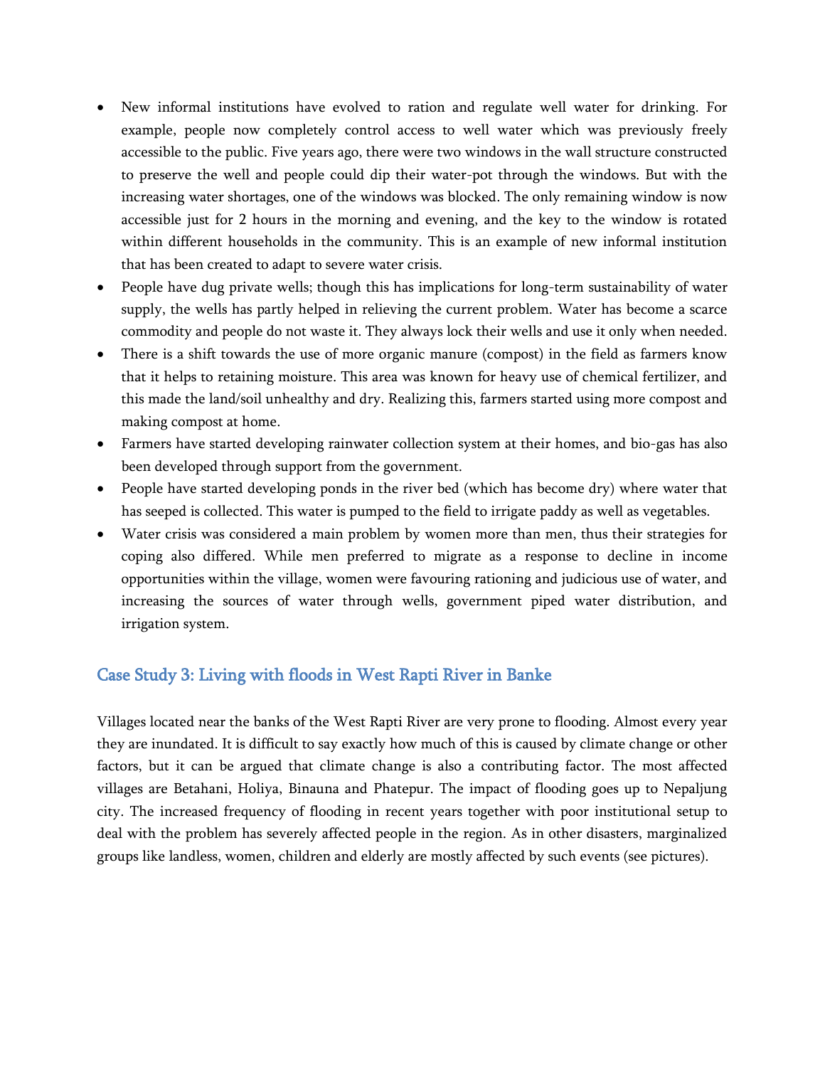- New informal institutions have evolved to ration and regulate well water for drinking. For example, people now completely control access to well water which was previously freely accessible to the public. Five years ago, there were two windows in the wall structure constructed to preserve the well and people could dip their water-pot through the windows. But with the increasing water shortages, one of the windows was blocked. The only remaining window is now accessible just for 2 hours in the morning and evening, and the key to the window is rotated within different households in the community. This is an example of new informal institution that has been created to adapt to severe water crisis.
- People have dug private wells; though this has implications for long-term sustainability of water supply, the wells has partly helped in relieving the current problem. Water has become a scarce commodity and people do not waste it. They always lock their wells and use it only when needed.
- There is a shift towards the use of more organic manure (compost) in the field as farmers know that it helps to retaining moisture. This area was known for heavy use of chemical fertilizer, and this made the land/soil unhealthy and dry. Realizing this, farmers started using more compost and making compost at home.
- Farmers have started developing rainwater collection system at their homes, and bio-gas has also been developed through support from the government.
- People have started developing ponds in the river bed (which has become dry) where water that has seeped is collected. This water is pumped to the field to irrigate paddy as well as vegetables.
- Water crisis was considered a main problem by women more than men, thus their strategies for coping also differed. While men preferred to migrate as a response to decline in income opportunities within the village, women were favouring rationing and judicious use of water, and increasing the sources of water through wells, government piped water distribution, and irrigation system.

## Case Study 3: Living with floods in West Rapti River in Banke

Villages located near the banks of the West Rapti River are very prone to flooding. Almost every year they are inundated. It is difficult to say exactly how much of this is caused by climate change or other factors, but it can be argued that climate change is also a contributing factor. The most affected villages are Betahani, Holiya, Binauna and Phatepur. The impact of flooding goes up to Nepaljung city. The increased frequency of flooding in recent years together with poor institutional setup to deal with the problem has severely affected people in the region. As in other disasters, marginalized groups like landless, women, children and elderly are mostly affected by such events (see pictures).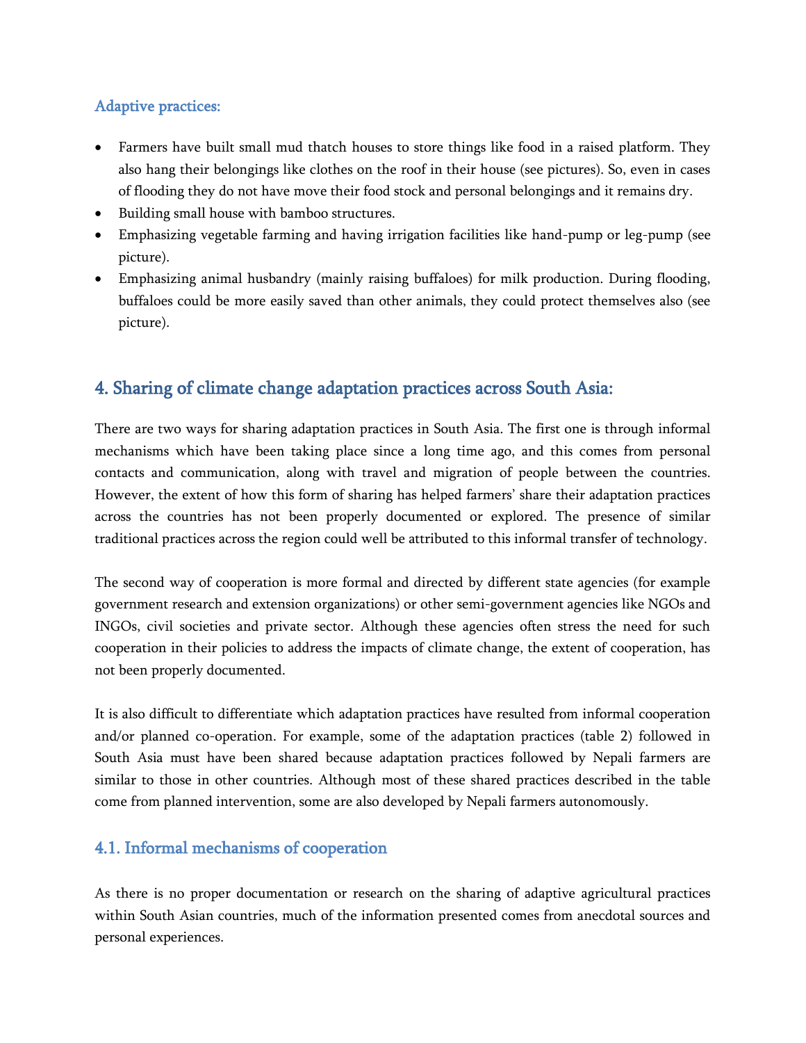### Adaptive practices:

- Farmers have built small mud thatch houses to store things like food in a raised platform. They also hang their belongings like clothes on the roof in their house (see pictures). So, even in cases of flooding they do not have move their food stock and personal belongings and it remains dry.
- Building small house with bamboo structures.
- Emphasizing vegetable farming and having irrigation facilities like hand-pump or leg-pump (see picture).
- Emphasizing animal husbandry (mainly raising buffaloes) for milk production. During flooding, buffaloes could be more easily saved than other animals, they could protect themselves also (see picture).

## 4. Sharing of climate change adaptation practices across South Asia:

There are two ways for sharing adaptation practices in South Asia. The first one is through informal mechanisms which have been taking place since a long time ago, and this comes from personal contacts and communication, along with travel and migration of people between the countries. However, the extent of how this form of sharing has helped farmers' share their adaptation practices across the countries has not been properly documented or explored. The presence of similar traditional practices across the region could well be attributed to this informal transfer of technology.

The second way of cooperation is more formal and directed by different state agencies (for example government research and extension organizations) or other semi-government agencies like NGOs and INGOs, civil societies and private sector. Although these agencies often stress the need for such cooperation in their policies to address the impacts of climate change, the extent of cooperation, has not been properly documented.

It is also difficult to differentiate which adaptation practices have resulted from informal cooperation and/or planned co-operation. For example, some of the adaptation practices (table 2) followed in South Asia must have been shared because adaptation practices followed by Nepali farmers are similar to those in other countries. Although most of these shared practices described in the table come from planned intervention, some are also developed by Nepali farmers autonomously.

### 4.1. Informal mechanisms of cooperation

As there is no proper documentation or research on the sharing of adaptive agricultural practices within South Asian countries, much of the information presented comes from anecdotal sources and personal experiences.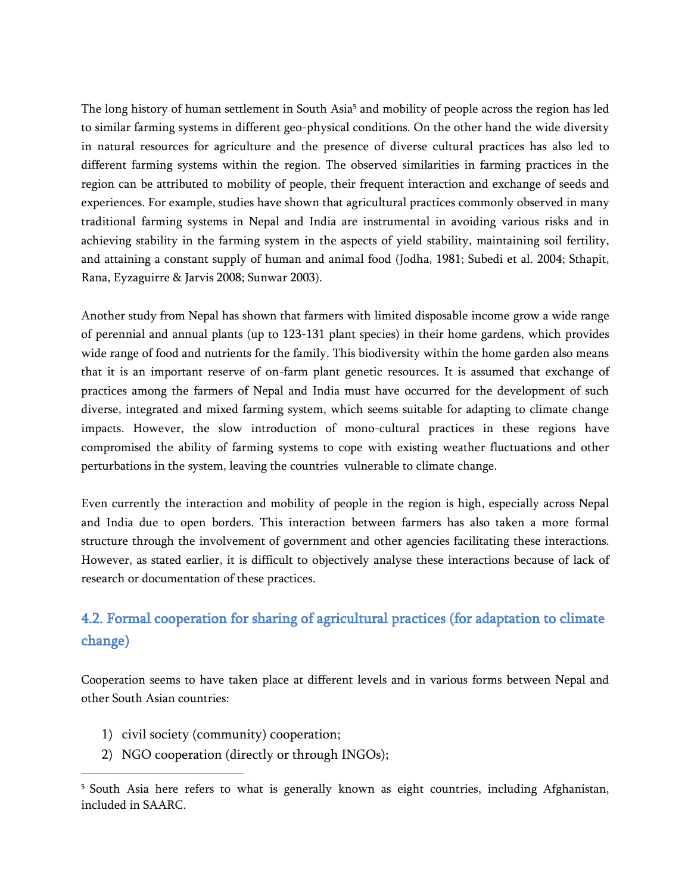The long history of human settlement in South Asia[5] and mobility of people across the region has led to similar farming systems in different geo-physical conditions. On the other hand the wide diversity in natural resources for agriculture and the presence of diverse cultural practices has also led to different farming systems within the region. The observed similarities in farming practices in the region can be attributed to mobility of people, their frequent interaction and exchange of seeds and experiences. For example, studies have shown that agricultural practices commonly observed in many traditional farming systems in Nepal and India are instrumental in avoiding various risks and in achieving stability in the farming system in the aspects of yield stability, maintaining soil fertility, and attaining a constant supply of human and animal food (Jodha, 1981; Subedi et al. 2004; Sthapit, Rana, Eyzaguirre & Jarvis 2008; Sunwar 2003).

Another study from Nepal has shown that farmers with limited disposable income grow a wide range of perennial and annual plants (up to 123-131 plant species) in their home gardens, which provides wide range of food and nutrients for the family. This biodiversity within the home garden also means that it is an important reserve of on-farm plant genetic resources. It is assumed that exchange of practices among the farmers of Nepal and India must have occurred for the development of such diverse, integrated and mixed farming system, which seems suitable for adapting to climate change impacts. However, the slow introduction of mono-cultural practices in these regions have compromised the ability of farming systems to cope with existing weather fluctuations and other perturbations in the system, leaving the countries vulnerable to climate change.

Even currently the interaction and mobility of people in the region is high, especially across Nepal and India due to open borders. This interaction between farmers has also taken a more formal structure through the involvement of government and other agencies facilitating these interactions. However, as stated earlier, it is difficult to objectively analyse these interactions because of lack of research or documentation of these practices.

## 4.2. Formal cooperation for sharing of agricultural practices (for adaptation to climate change)

Cooperation seems to have taken place at different levels and in various forms between Nepal and other South Asian countries:

1) civil society (community) cooperation;
2) NGO cooperation (directly or through INGOs);

[5] South Asia here refers to what is generally known as eight countries, including Afghanistan, included in SAARC.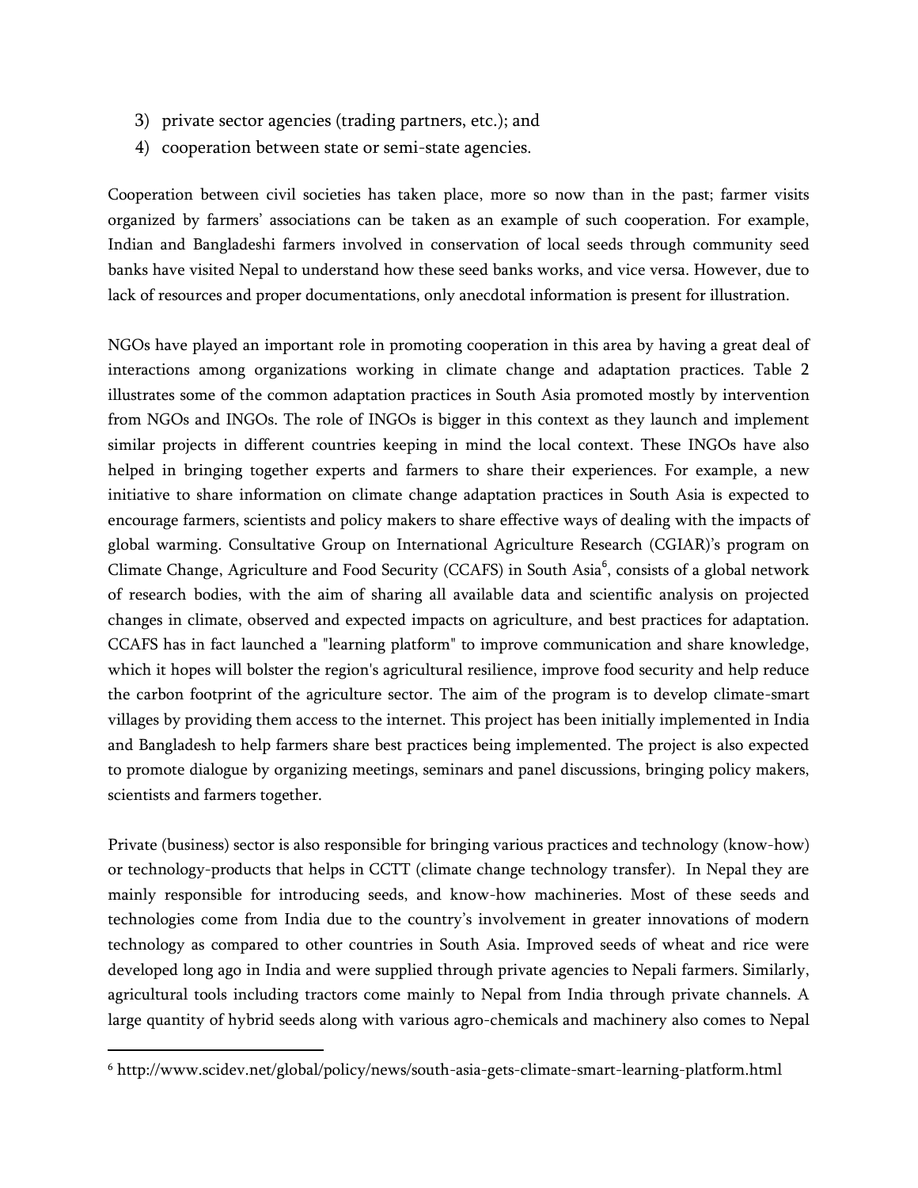3) private sector agencies (trading partners, etc.); and
4) cooperation between state or semi-state agencies.

Cooperation between civil societies has taken place, more so now than in the past; farmer visits organized by farmers' associations can be taken as an example of such cooperation. For example, Indian and Bangladeshi farmers involved in conservation of local seeds through community seed banks have visited Nepal to understand how these seed banks works, and vice versa. However, due to lack of resources and proper documentations, only anecdotal information is present for illustration.

NGOs have played an important role in promoting cooperation in this area by having a great deal of interactions among organizations working in climate change and adaptation practices. Table 2 illustrates some of the common adaptation practices in South Asia promoted mostly by intervention from NGOs and INGOs. The role of INGOs is bigger in this context as they launch and implement similar projects in different countries keeping in mind the local context. These INGOs have also helped in bringing together experts and farmers to share their experiences. For example, a new initiative to share information on climate change adaptation practices in South Asia is expected to encourage farmers, scientists and policy makers to share effective ways of dealing with the impacts of global warming. Consultative Group on International Agriculture Research (CGIAR)'s program on Climate Change, Agriculture and Food Security (CCAFS) in South Asia[6], consists of a global network of research bodies, with the aim of sharing all available data and scientific analysis on projected changes in climate, observed and expected impacts on agriculture, and best practices for adaptation. CCAFS has in fact launched a "learning platform" to improve communication and share knowledge, which it hopes will bolster the region's agricultural resilience, improve food security and help reduce the carbon footprint of the agriculture sector. The aim of the program is to develop climate-smart villages by providing them access to the internet. This project has been initially implemented in India and Bangladesh to help farmers share best practices being implemented. The project is also expected to promote dialogue by organizing meetings, seminars and panel discussions, bringing policy makers, scientists and farmers together.

Private (business) sector is also responsible for bringing various practices and technology (know-how) or technology-products that helps in CCTT (climate change technology transfer). In Nepal they are mainly responsible for introducing seeds, and know-how machineries. Most of these seeds and technologies come from India due to the country's involvement in greater innovations of modern technology as compared to other countries in South Asia. Improved seeds of wheat and rice were developed long ago in India and were supplied through private agencies to Nepali farmers. Similarly, agricultural tools including tractors come mainly to Nepal from India through private channels. A large quantity of hybrid seeds along with various agro-chemicals and machinery also comes to Nepal

[6] http://www.scidev.net/global/policy/news/south-asia-gets-climate-smart-learning-platform.html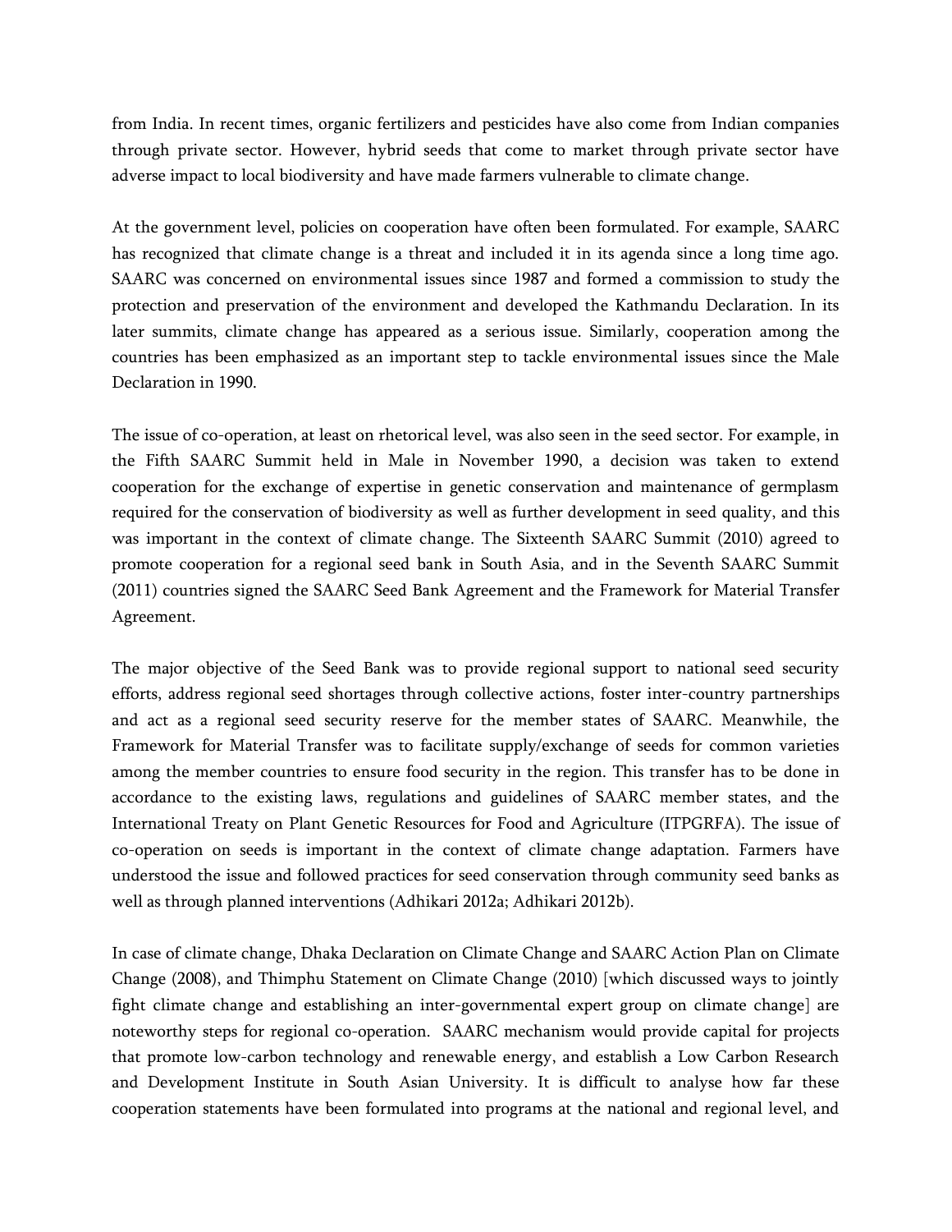from India. In recent times, organic fertilizers and pesticides have also come from Indian companies through private sector. However, hybrid seeds that come to market through private sector have adverse impact to local biodiversity and have made farmers vulnerable to climate change.

At the government level, policies on cooperation have often been formulated. For example, SAARC has recognized that climate change is a threat and included it in its agenda since a long time ago. SAARC was concerned on environmental issues since 1987 and formed a commission to study the protection and preservation of the environment and developed the Kathmandu Declaration. In its later summits, climate change has appeared as a serious issue. Similarly, cooperation among the countries has been emphasized as an important step to tackle environmental issues since the Male Declaration in 1990.

The issue of co-operation, at least on rhetorical level, was also seen in the seed sector. For example, in the Fifth SAARC Summit held in Male in November 1990, a decision was taken to extend cooperation for the exchange of expertise in genetic conservation and maintenance of germplasm required for the conservation of biodiversity as well as further development in seed quality, and this was important in the context of climate change. The Sixteenth SAARC Summit (2010) agreed to promote cooperation for a regional seed bank in South Asia, and in the Seventh SAARC Summit (2011) countries signed the SAARC Seed Bank Agreement and the Framework for Material Transfer Agreement.

The major objective of the Seed Bank was to provide regional support to national seed security efforts, address regional seed shortages through collective actions, foster inter-country partnerships and act as a regional seed security reserve for the member states of SAARC. Meanwhile, the Framework for Material Transfer was to facilitate supply/exchange of seeds for common varieties among the member countries to ensure food security in the region. This transfer has to be done in accordance to the existing laws, regulations and guidelines of SAARC member states, and the International Treaty on Plant Genetic Resources for Food and Agriculture (ITPGRFA). The issue of co-operation on seeds is important in the context of climate change adaptation. Farmers have understood the issue and followed practices for seed conservation through community seed banks as well as through planned interventions (Adhikari 2012a; Adhikari 2012b).

In case of climate change, Dhaka Declaration on Climate Change and SAARC Action Plan on Climate Change (2008), and Thimphu Statement on Climate Change (2010) [which discussed ways to jointly fight climate change and establishing an inter-governmental expert group on climate change] are noteworthy steps for regional co-operation. SAARC mechanism would provide capital for projects that promote low-carbon technology and renewable energy, and establish a Low Carbon Research and Development Institute in South Asian University. It is difficult to analyse how far these cooperation statements have been formulated into programs at the national and regional level, and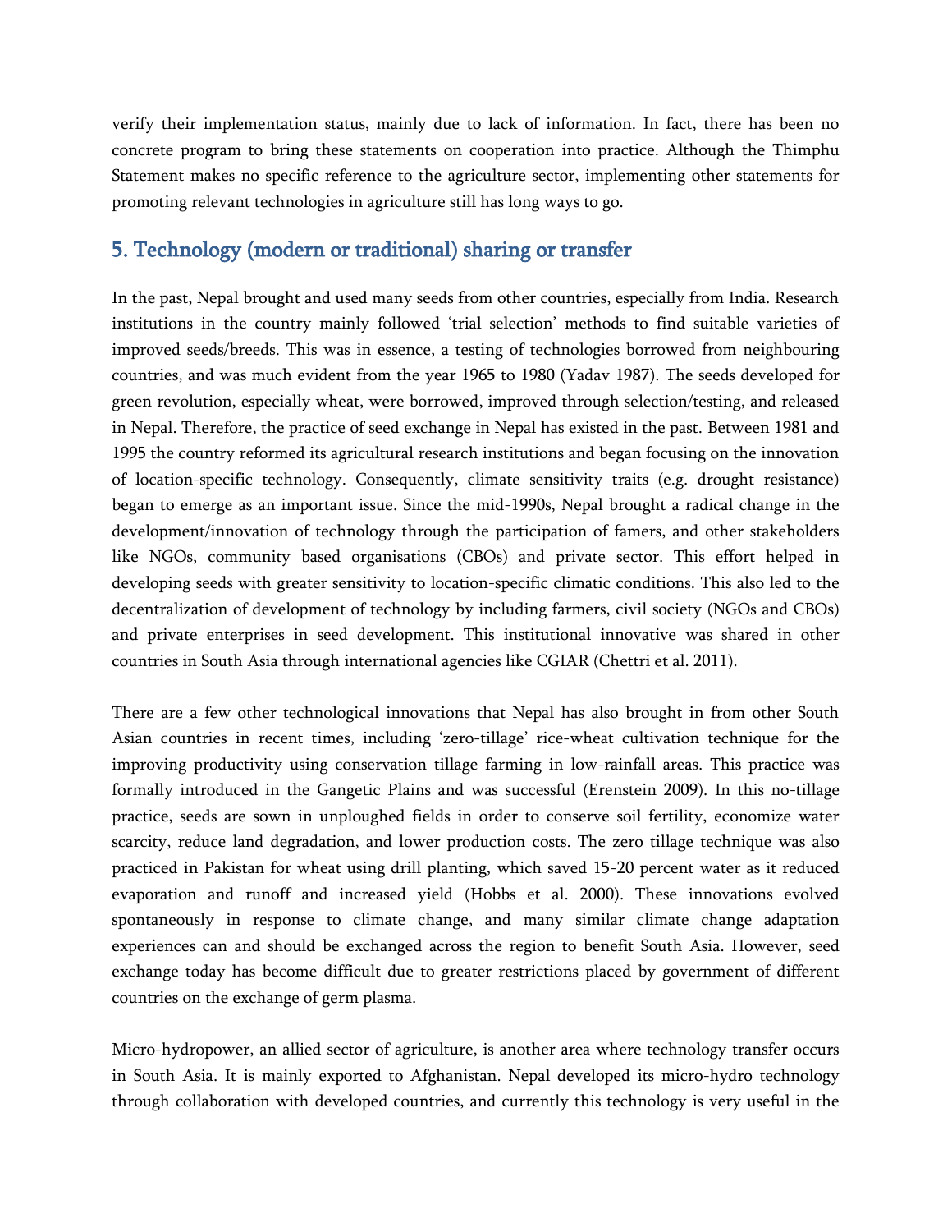verify their implementation status, mainly due to lack of information. In fact, there has been no concrete program to bring these statements on cooperation into practice. Although the Thimphu Statement makes no specific reference to the agriculture sector, implementing other statements for promoting relevant technologies in agriculture still has long ways to go.

## 5. Technology (modern or traditional) sharing or transfer

In the past, Nepal brought and used many seeds from other countries, especially from India. Research institutions in the country mainly followed 'trial selection' methods to find suitable varieties of improved seeds/breeds. This was in essence, a testing of technologies borrowed from neighbouring countries, and was much evident from the year 1965 to 1980 (Yadav 1987). The seeds developed for green revolution, especially wheat, were borrowed, improved through selection/testing, and released in Nepal. Therefore, the practice of seed exchange in Nepal has existed in the past. Between 1981 and 1995 the country reformed its agricultural research institutions and began focusing on the innovation of location-specific technology. Consequently, climate sensitivity traits (e.g. drought resistance) began to emerge as an important issue. Since the mid-1990s, Nepal brought a radical change in the development/innovation of technology through the participation of famers, and other stakeholders like NGOs, community based organisations (CBOs) and private sector. This effort helped in developing seeds with greater sensitivity to location-specific climatic conditions. This also led to the decentralization of development of technology by including farmers, civil society (NGOs and CBOs) and private enterprises in seed development. This institutional innovative was shared in other countries in South Asia through international agencies like CGIAR (Chettri et al. 2011).

There are a few other technological innovations that Nepal has also brought in from other South Asian countries in recent times, including 'zero-tillage' rice-wheat cultivation technique for the improving productivity using conservation tillage farming in low-rainfall areas. This practice was formally introduced in the Gangetic Plains and was successful (Erenstein 2009). In this no-tillage practice, seeds are sown in unploughed fields in order to conserve soil fertility, economize water scarcity, reduce land degradation, and lower production costs. The zero tillage technique was also practiced in Pakistan for wheat using drill planting, which saved 15-20 percent water as it reduced evaporation and runoff and increased yield (Hobbs et al. 2000). These innovations evolved spontaneously in response to climate change, and many similar climate change adaptation experiences can and should be exchanged across the region to benefit South Asia. However, seed exchange today has become difficult due to greater restrictions placed by government of different countries on the exchange of germ plasma.

Micro-hydropower, an allied sector of agriculture, is another area where technology transfer occurs in South Asia. It is mainly exported to Afghanistan. Nepal developed its micro-hydro technology through collaboration with developed countries, and currently this technology is very useful in the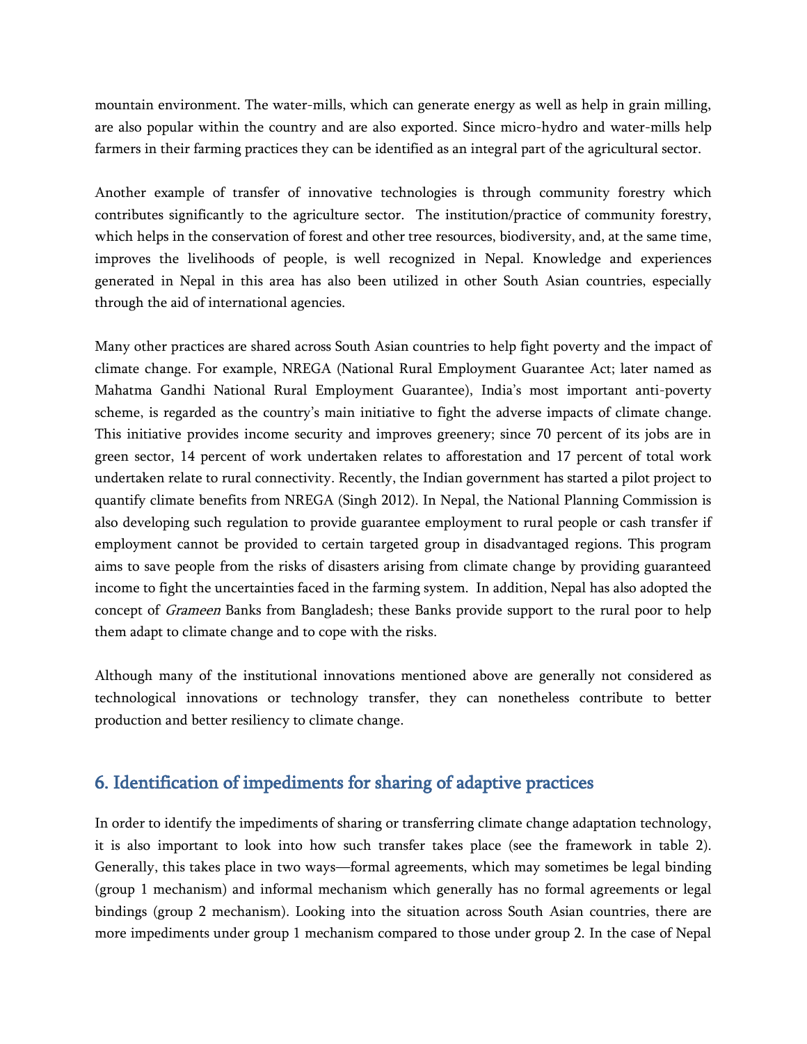mountain environment. The water-mills, which can generate energy as well as help in grain milling, are also popular within the country and are also exported. Since micro-hydro and water-mills help farmers in their farming practices they can be identified as an integral part of the agricultural sector.

Another example of transfer of innovative technologies is through community forestry which contributes significantly to the agriculture sector. The institution/practice of community forestry, which helps in the conservation of forest and other tree resources, biodiversity, and, at the same time, improves the livelihoods of people, is well recognized in Nepal. Knowledge and experiences generated in Nepal in this area has also been utilized in other South Asian countries, especially through the aid of international agencies.

Many other practices are shared across South Asian countries to help fight poverty and the impact of climate change. For example, NREGA (National Rural Employment Guarantee Act; later named as Mahatma Gandhi National Rural Employment Guarantee), India's most important anti-poverty scheme, is regarded as the country's main initiative to fight the adverse impacts of climate change. This initiative provides income security and improves greenery; since 70 percent of its jobs are in green sector, 14 percent of work undertaken relates to afforestation and 17 percent of total work undertaken relate to rural connectivity. Recently, the Indian government has started a pilot project to quantify climate benefits from NREGA (Singh 2012). In Nepal, the National Planning Commission is also developing such regulation to provide guarantee employment to rural people or cash transfer if employment cannot be provided to certain targeted group in disadvantaged regions. This program aims to save people from the risks of disasters arising from climate change by providing guaranteed income to fight the uncertainties faced in the farming system. In addition, Nepal has also adopted the concept of *Grameen* Banks from Bangladesh; these Banks provide support to the rural poor to help them adapt to climate change and to cope with the risks.

Although many of the institutional innovations mentioned above are generally not considered as technological innovations or technology transfer, they can nonetheless contribute to better production and better resiliency to climate change.

## 6. Identification of impediments for sharing of adaptive practices

In order to identify the impediments of sharing or transferring climate change adaptation technology, it is also important to look into how such transfer takes place (see the framework in table 2). Generally, this takes place in two ways—formal agreements, which may sometimes be legal binding (group 1 mechanism) and informal mechanism which generally has no formal agreements or legal bindings (group 2 mechanism). Looking into the situation across South Asian countries, there are more impediments under group 1 mechanism compared to those under group 2. In the case of Nepal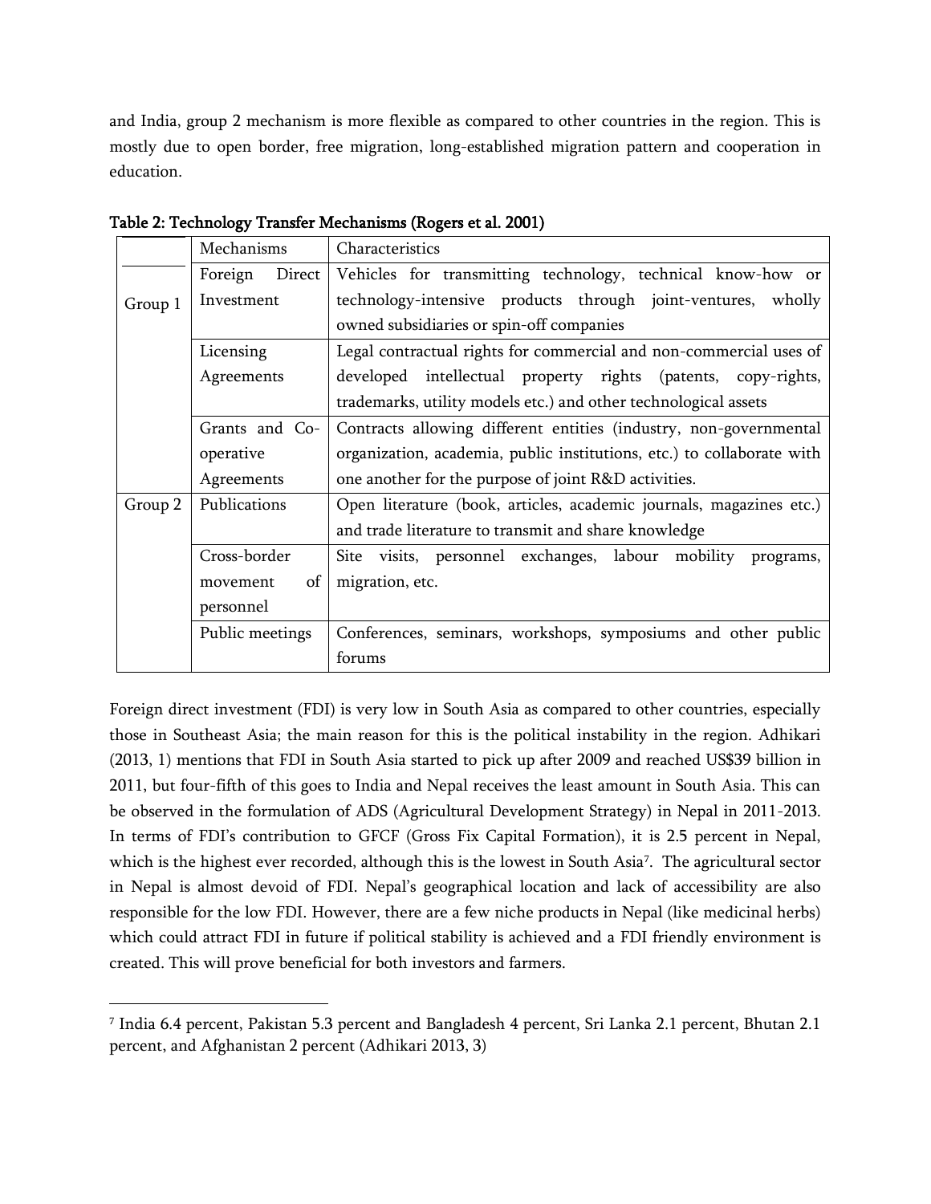and India, group 2 mechanism is more flexible as compared to other countries in the region. This is mostly due to open border, free migration, long-established migration pattern and cooperation in education.

**Table 2: Technology Transfer Mechanisms (Rogers et al. 2001)**

| | Mechanisms | Characteristics |
|---|---|---|
| Group 1 | Foreign Direct Investment | Vehicles for transmitting technology, technical know-how or technology-intensive products through joint-ventures, wholly owned subsidiaries or spin-off companies |
| | Licensing Agreements | Legal contractual rights for commercial and non-commercial uses of developed intellectual property rights (patents, copy-rights, trademarks, utility models etc.) and other technological assets |
| | Grants and Co-operative Agreements | Contracts allowing different entities (industry, non-governmental organization, academia, public institutions, etc.) to collaborate with one another for the purpose of joint R&D activities. |
| Group 2 | Publications | Open literature (book, articles, academic journals, magazines etc.) and trade literature to transmit and share knowledge |
| | Cross-border movement of personnel | Site visits, personnel exchanges, labour mobility programs, migration, etc. |
| | Public meetings | Conferences, seminars, workshops, symposiums and other public forums |

Foreign direct investment (FDI) is very low in South Asia as compared to other countries, especially those in Southeast Asia; the main reason for this is the political instability in the region. Adhikari (2013, 1) mentions that FDI in South Asia started to pick up after 2009 and reached US$39 billion in 2011, but four-fifth of this goes to India and Nepal receives the least amount in South Asia. This can be observed in the formulation of ADS (Agricultural Development Strategy) in Nepal in 2011-2013. In terms of FDI's contribution to GFCF (Gross Fix Capital Formation), it is 2.5 percent in Nepal, which is the highest ever recorded, although this is the lowest in South Asia[7]. The agricultural sector in Nepal is almost devoid of FDI. Nepal's geographical location and lack of accessibility are also responsible for the low FDI. However, there are a few niche products in Nepal (like medicinal herbs) which could attract FDI in future if political stability is achieved and a FDI friendly environment is created. This will prove beneficial for both investors and farmers.

[7] India 6.4 percent, Pakistan 5.3 percent and Bangladesh 4 percent, Sri Lanka 2.1 percent, Bhutan 2.1 percent, and Afghanistan 2 percent (Adhikari 2013, 3)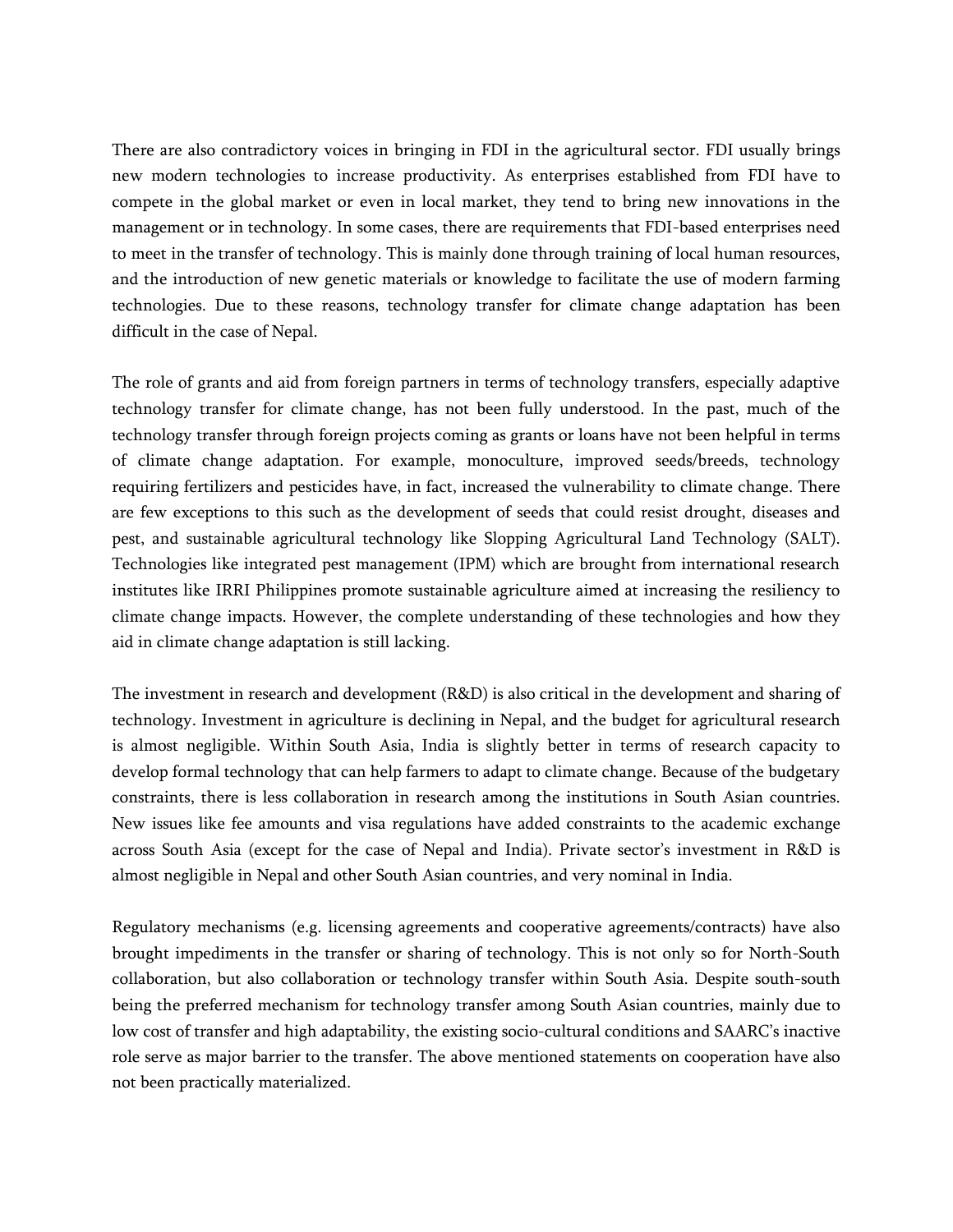There are also contradictory voices in bringing in FDI in the agricultural sector. FDI usually brings new modern technologies to increase productivity. As enterprises established from FDI have to compete in the global market or even in local market, they tend to bring new innovations in the management or in technology. In some cases, there are requirements that FDI-based enterprises need to meet in the transfer of technology. This is mainly done through training of local human resources, and the introduction of new genetic materials or knowledge to facilitate the use of modern farming technologies. Due to these reasons, technology transfer for climate change adaptation has been difficult in the case of Nepal.

The role of grants and aid from foreign partners in terms of technology transfers, especially adaptive technology transfer for climate change, has not been fully understood. In the past, much of the technology transfer through foreign projects coming as grants or loans have not been helpful in terms of climate change adaptation. For example, monoculture, improved seeds/breeds, technology requiring fertilizers and pesticides have, in fact, increased the vulnerability to climate change. There are few exceptions to this such as the development of seeds that could resist drought, diseases and pest, and sustainable agricultural technology like Slopping Agricultural Land Technology (SALT). Technologies like integrated pest management (IPM) which are brought from international research institutes like IRRI Philippines promote sustainable agriculture aimed at increasing the resiliency to climate change impacts. However, the complete understanding of these technologies and how they aid in climate change adaptation is still lacking.

The investment in research and development (R&D) is also critical in the development and sharing of technology. Investment in agriculture is declining in Nepal, and the budget for agricultural research is almost negligible. Within South Asia, India is slightly better in terms of research capacity to develop formal technology that can help farmers to adapt to climate change. Because of the budgetary constraints, there is less collaboration in research among the institutions in South Asian countries. New issues like fee amounts and visa regulations have added constraints to the academic exchange across South Asia (except for the case of Nepal and India). Private sector's investment in R&D is almost negligible in Nepal and other South Asian countries, and very nominal in India.

Regulatory mechanisms (e.g. licensing agreements and cooperative agreements/contracts) have also brought impediments in the transfer or sharing of technology. This is not only so for North-South collaboration, but also collaboration or technology transfer within South Asia. Despite south-south being the preferred mechanism for technology transfer among South Asian countries, mainly due to low cost of transfer and high adaptability, the existing socio-cultural conditions and SAARC's inactive role serve as major barrier to the transfer. The above mentioned statements on cooperation have also not been practically materialized.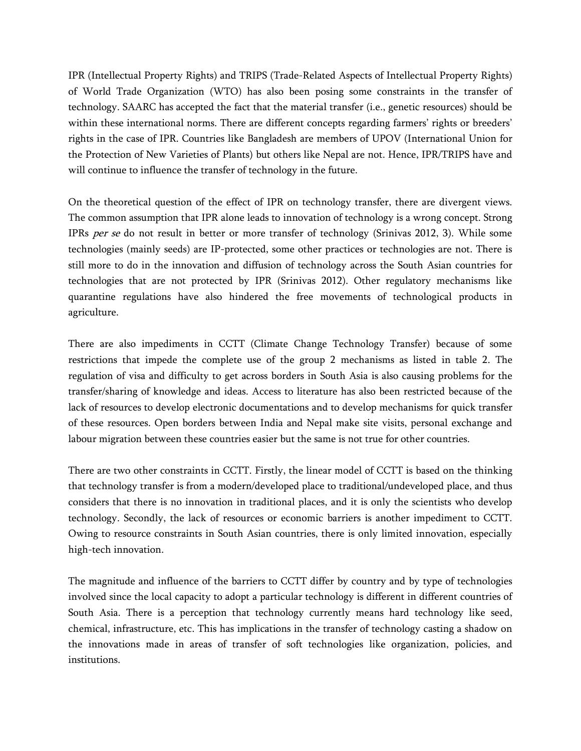IPR (Intellectual Property Rights) and TRIPS (Trade-Related Aspects of Intellectual Property Rights) of World Trade Organization (WTO) has also been posing some constraints in the transfer of technology. SAARC has accepted the fact that the material transfer (i.e., genetic resources) should be within these international norms. There are different concepts regarding farmers' rights or breeders' rights in the case of IPR. Countries like Bangladesh are members of UPOV (International Union for the Protection of New Varieties of Plants) but others like Nepal are not. Hence, IPR/TRIPS have and will continue to influence the transfer of technology in the future.

On the theoretical question of the effect of IPR on technology transfer, there are divergent views. The common assumption that IPR alone leads to innovation of technology is a wrong concept. Strong IPRs *per se* do not result in better or more transfer of technology (Srinivas 2012, 3). While some technologies (mainly seeds) are IP-protected, some other practices or technologies are not. There is still more to do in the innovation and diffusion of technology across the South Asian countries for technologies that are not protected by IPR (Srinivas 2012). Other regulatory mechanisms like quarantine regulations have also hindered the free movements of technological products in agriculture.

There are also impediments in CCTT (Climate Change Technology Transfer) because of some restrictions that impede the complete use of the group 2 mechanisms as listed in table 2. The regulation of visa and difficulty to get across borders in South Asia is also causing problems for the transfer/sharing of knowledge and ideas. Access to literature has also been restricted because of the lack of resources to develop electronic documentations and to develop mechanisms for quick transfer of these resources. Open borders between India and Nepal make site visits, personal exchange and labour migration between these countries easier but the same is not true for other countries.

There are two other constraints in CCTT. Firstly, the linear model of CCTT is based on the thinking that technology transfer is from a modern/developed place to traditional/undeveloped place, and thus considers that there is no innovation in traditional places, and it is only the scientists who develop technology. Secondly, the lack of resources or economic barriers is another impediment to CCTT. Owing to resource constraints in South Asian countries, there is only limited innovation, especially high-tech innovation.

The magnitude and influence of the barriers to CCTT differ by country and by type of technologies involved since the local capacity to adopt a particular technology is different in different countries of South Asia. There is a perception that technology currently means hard technology like seed, chemical, infrastructure, etc. This has implications in the transfer of technology casting a shadow on the innovations made in areas of transfer of soft technologies like organization, policies, and institutions.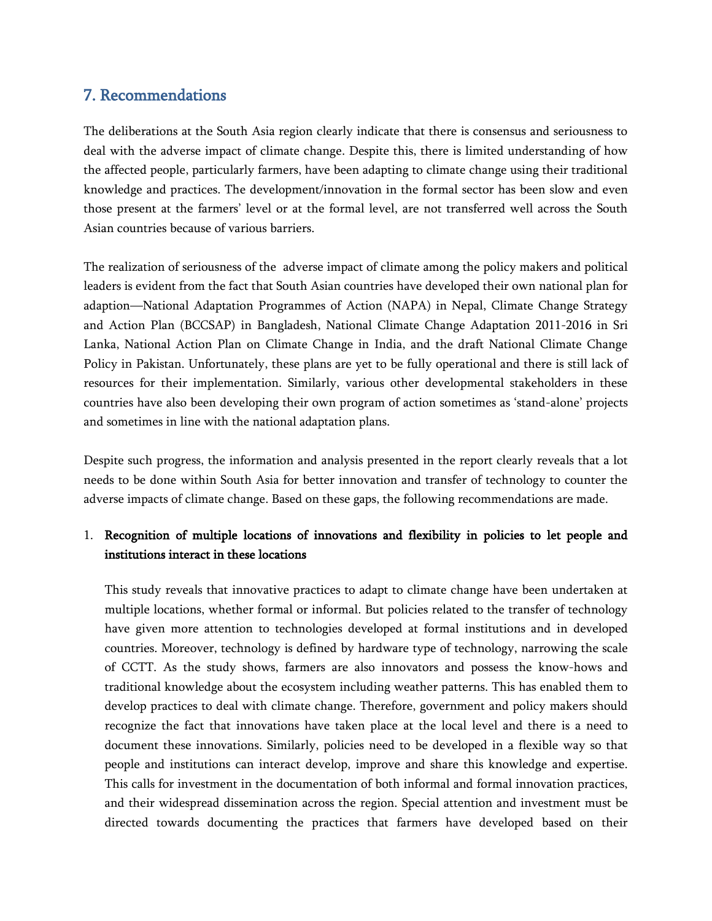## 7. Recommendations

The deliberations at the South Asia region clearly indicate that there is consensus and seriousness to deal with the adverse impact of climate change. Despite this, there is limited understanding of how the affected people, particularly farmers, have been adapting to climate change using their traditional knowledge and practices. The development/innovation in the formal sector has been slow and even those present at the farmers' level or at the formal level, are not transferred well across the South Asian countries because of various barriers.

The realization of seriousness of the adverse impact of climate among the policy makers and political leaders is evident from the fact that South Asian countries have developed their own national plan for adaption—National Adaptation Programmes of Action (NAPA) in Nepal, Climate Change Strategy and Action Plan (BCCSAP) in Bangladesh, National Climate Change Adaptation 2011-2016 in Sri Lanka, National Action Plan on Climate Change in India, and the draft National Climate Change Policy in Pakistan. Unfortunately, these plans are yet to be fully operational and there is still lack of resources for their implementation. Similarly, various other developmental stakeholders in these countries have also been developing their own program of action sometimes as 'stand-alone' projects and sometimes in line with the national adaptation plans.

Despite such progress, the information and analysis presented in the report clearly reveals that a lot needs to be done within South Asia for better innovation and transfer of technology to counter the adverse impacts of climate change. Based on these gaps, the following recommendations are made.

1. **Recognition of multiple locations of innovations and flexibility in policies to let people and institutions interact in these locations**

   This study reveals that innovative practices to adapt to climate change have been undertaken at multiple locations, whether formal or informal. But policies related to the transfer of technology have given more attention to technologies developed at formal institutions and in developed countries. Moreover, technology is defined by hardware type of technology, narrowing the scale of CCTT. As the study shows, farmers are also innovators and possess the know-hows and traditional knowledge about the ecosystem including weather patterns. This has enabled them to develop practices to deal with climate change. Therefore, government and policy makers should recognize the fact that innovations have taken place at the local level and there is a need to document these innovations. Similarly, policies need to be developed in a flexible way so that people and institutions can interact develop, improve and share this knowledge and expertise. This calls for investment in the documentation of both informal and formal innovation practices, and their widespread dissemination across the region. Special attention and investment must be directed towards documenting the practices that farmers have developed based on their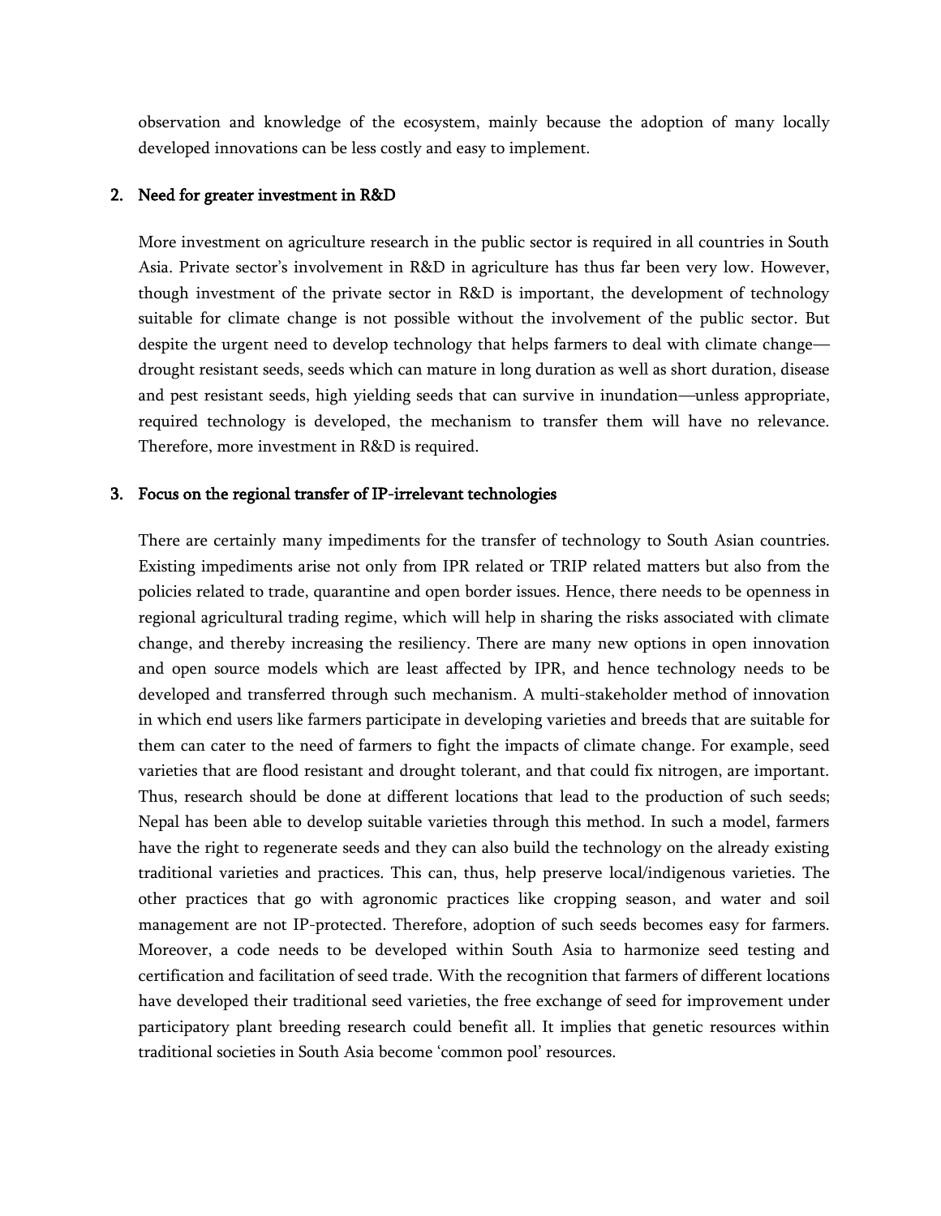observation and knowledge of the ecosystem, mainly because the adoption of many locally developed innovations can be less costly and easy to implement.

2. **Need for greater investment in R&D**

   More investment on agriculture research in the public sector is required in all countries in South Asia. Private sector's involvement in R&D in agriculture has thus far been very low. However, though investment of the private sector in R&D is important, the development of technology suitable for climate change is not possible without the involvement of the public sector. But despite the urgent need to develop technology that helps farmers to deal with climate change—drought resistant seeds, seeds which can mature in long duration as well as short duration, disease and pest resistant seeds, high yielding seeds that can survive in inundation—unless appropriate, required technology is developed, the mechanism to transfer them will have no relevance. Therefore, more investment in R&D is required.

3. **Focus on the regional transfer of IP-irrelevant technologies**

   There are certainly many impediments for the transfer of technology to South Asian countries. Existing impediments arise not only from IPR related or TRIP related matters but also from the policies related to trade, quarantine and open border issues. Hence, there needs to be openness in regional agricultural trading regime, which will help in sharing the risks associated with climate change, and thereby increasing the resiliency. There are many new options in open innovation and open source models which are least affected by IPR, and hence technology needs to be developed and transferred through such mechanism. A multi-stakeholder method of innovation in which end users like farmers participate in developing varieties and breeds that are suitable for them can cater to the need of farmers to fight the impacts of climate change. For example, seed varieties that are flood resistant and drought tolerant, and that could fix nitrogen, are important. Thus, research should be done at different locations that lead to the production of such seeds; Nepal has been able to develop suitable varieties through this method. In such a model, farmers have the right to regenerate seeds and they can also build the technology on the already existing traditional varieties and practices. This can, thus, help preserve local/indigenous varieties. The other practices that go with agronomic practices like cropping season, and water and soil management are not IP-protected. Therefore, adoption of such seeds becomes easy for farmers. Moreover, a code needs to be developed within South Asia to harmonize seed testing and certification and facilitation of seed trade. With the recognition that farmers of different locations have developed their traditional seed varieties, the free exchange of seed for improvement under participatory plant breeding research could benefit all. It implies that genetic resources within traditional societies in South Asia become 'common pool' resources.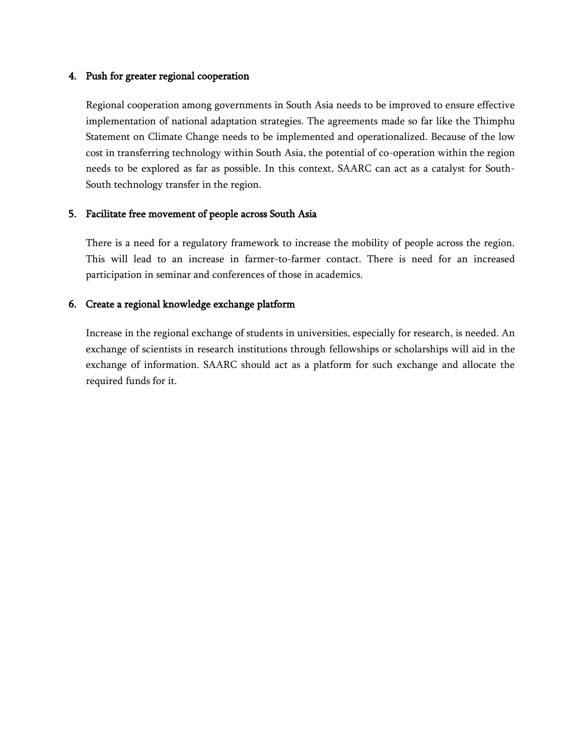4. **Push for greater regional cooperation**

   Regional cooperation among governments in South Asia needs to be improved to ensure effective implementation of national adaptation strategies. The agreements made so far like the Thimphu Statement on Climate Change needs to be implemented and operationalized. Because of the low cost in transferring technology within South Asia, the potential of co-operation within the region needs to be explored as far as possible. In this context, SAARC can act as a catalyst for South-South technology transfer in the region.

5. **Facilitate free movement of people across South Asia**

   There is a need for a regulatory framework to increase the mobility of people across the region. This will lead to an increase in farmer-to-farmer contact. There is need for an increased participation in seminar and conferences of those in academics.

6. **Create a regional knowledge exchange platform**

   Increase in the regional exchange of students in universities, especially for research, is needed. An exchange of scientists in research institutions through fellowships or scholarships will aid in the exchange of information. SAARC should act as a platform for such exchange and allocate the required funds for it.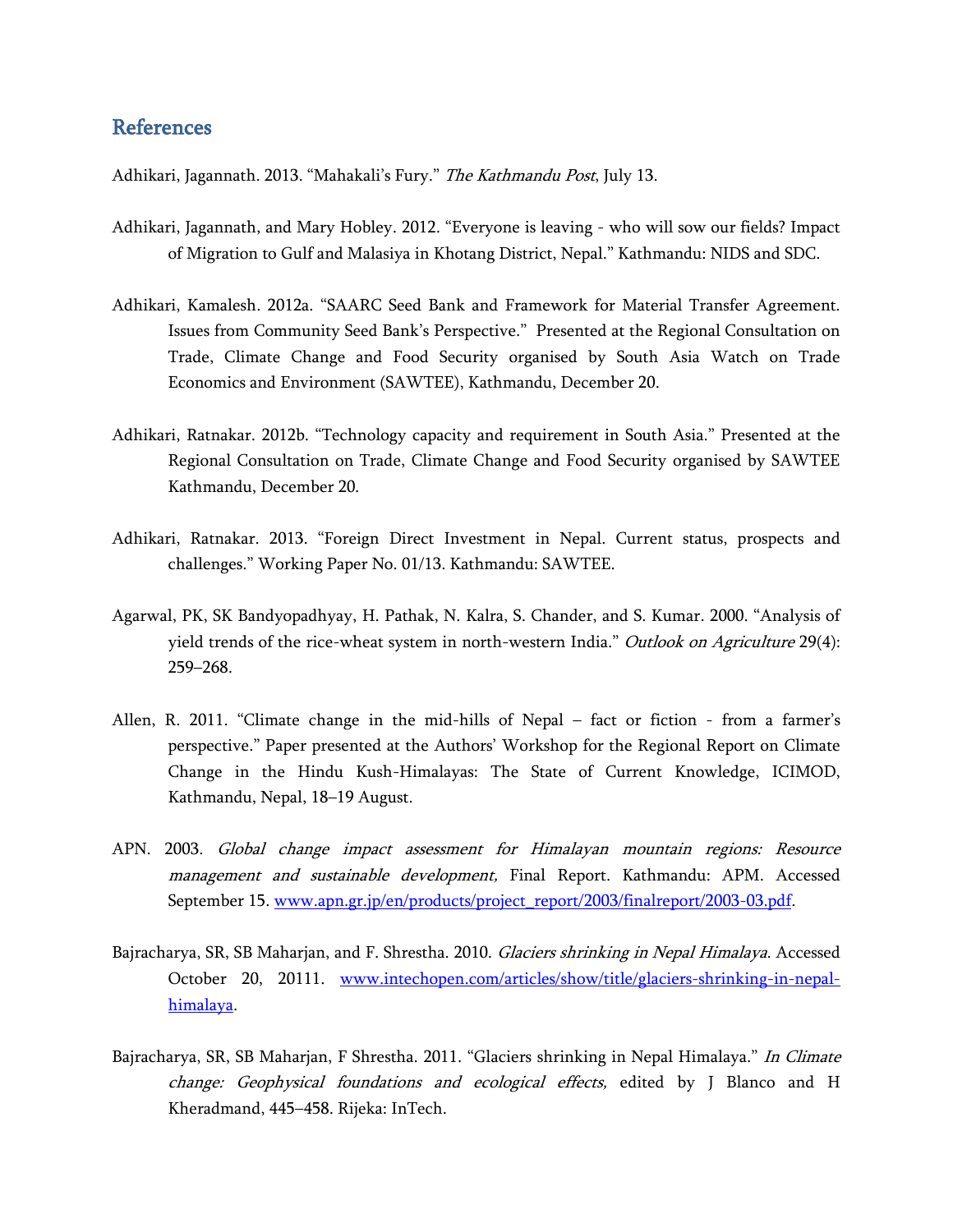## References

Adhikari, Jagannath. 2013. "Mahakali's Fury." *The Kathmandu Post*, July 13.

Adhikari, Jagannath, and Mary Hobley. 2012. "Everyone is leaving - who will sow our fields? Impact of Migration to Gulf and Malasiya in Khotang District, Nepal." Kathmandu: NIDS and SDC.

Adhikari, Kamalesh. 2012a. "SAARC Seed Bank and Framework for Material Transfer Agreement. Issues from Community Seed Bank's Perspective." Presented at the Regional Consultation on Trade, Climate Change and Food Security organised by South Asia Watch on Trade Economics and Environment (SAWTEE), Kathmandu, December 20.

Adhikari, Ratnakar. 2012b. "Technology capacity and requirement in South Asia." Presented at the Regional Consultation on Trade, Climate Change and Food Security organised by SAWTEE Kathmandu, December 20.

Adhikari, Ratnakar. 2013. "Foreign Direct Investment in Nepal. Current status, prospects and challenges." Working Paper No. 01/13. Kathmandu: SAWTEE.

Agarwal, PK, SK Bandyopadhyay, H. Pathak, N. Kalra, S. Chander, and S. Kumar. 2000. "Analysis of yield trends of the rice-wheat system in north-western India." *Outlook on Agriculture* 29(4): 259–268.

Allen, R. 2011. "Climate change in the mid-hills of Nepal – fact or fiction - from a farmer's perspective." Paper presented at the Authors' Workshop for the Regional Report on Climate Change in the Hindu Kush-Himalayas: The State of Current Knowledge, ICIMOD, Kathmandu, Nepal, 18–19 August.

APN. 2003. *Global change impact assessment for Himalayan mountain regions: Resource management and sustainable development,* Final Report. Kathmandu: APM. Accessed September 15. www.apn.gr.jp/en/products/project_report/2003/finalreport/2003-03.pdf.

Bajracharya, SR, SB Maharjan, and F. Shrestha. 2010. *Glaciers shrinking in Nepal Himalaya*. Accessed October 20, 20111. www.intechopen.com/articles/show/title/glaciers-shrinking-in-nepal-himalaya.

Bajracharya, SR, SB Maharjan, F Shrestha. 2011. "Glaciers shrinking in Nepal Himalaya." *In Climate change: Geophysical foundations and ecological effects,* edited by J Blanco and H Kheradmand, 445–458. Rijeka: InTech.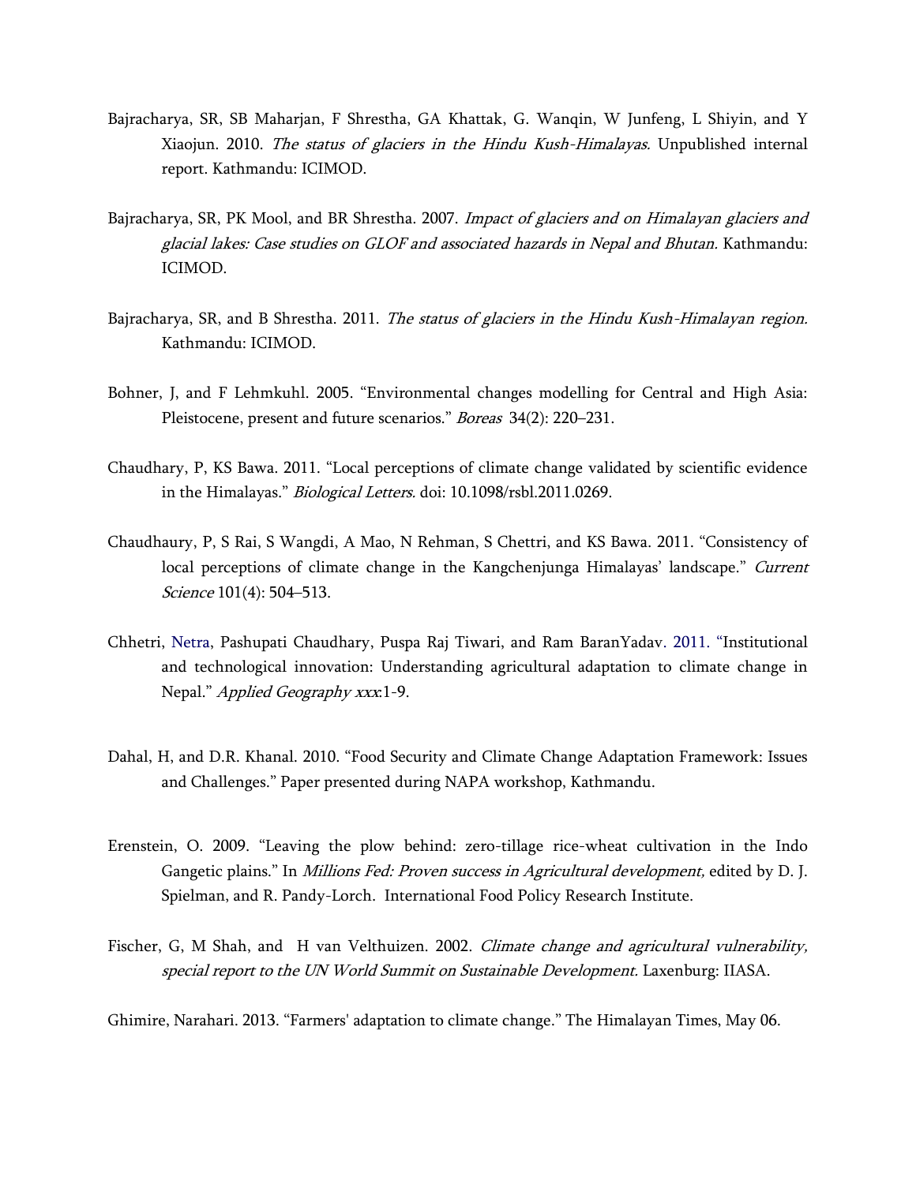Bajracharya, SR, SB Maharjan, F Shrestha, GA Khattak, G. Wanqin, W Junfeng, L Shiyin, and Y Xiaojun. 2010. *The status of glaciers in the Hindu Kush-Himalayas.* Unpublished internal report. Kathmandu: ICIMOD.

Bajracharya, SR, PK Mool, and BR Shrestha. 2007. *Impact of glaciers and on Himalayan glaciers and glacial lakes: Case studies on GLOF and associated hazards in Nepal and Bhutan.* Kathmandu: ICIMOD.

Bajracharya, SR, and B Shrestha. 2011. *The status of glaciers in the Hindu Kush-Himalayan region.* Kathmandu: ICIMOD.

Bohner, J, and F Lehmkuhl. 2005. "Environmental changes modelling for Central and High Asia: Pleistocene, present and future scenarios." *Boreas* 34(2): 220–231.

Chaudhary, P, KS Bawa. 2011. "Local perceptions of climate change validated by scientific evidence in the Himalayas." *Biological Letters.* doi: 10.1098/rsbl.2011.0269.

Chaudhaury, P, S Rai, S Wangdi, A Mao, N Rehman, S Chettri, and KS Bawa. 2011. "Consistency of local perceptions of climate change in the Kangchenjunga Himalayas' landscape." *Current Science* 101(4): 504–513.

Chhetri, Netra, Pashupati Chaudhary, Puspa Raj Tiwari, and Ram BaranYadav. 2011. "Institutional and technological innovation: Understanding agricultural adaptation to climate change in Nepal." *Applied Geography xxx*:1-9.

Dahal, H, and D.R. Khanal. 2010. "Food Security and Climate Change Adaptation Framework: Issues and Challenges." Paper presented during NAPA workshop, Kathmandu.

Erenstein, O. 2009. "Leaving the plow behind: zero-tillage rice-wheat cultivation in the Indo Gangetic plains." In *Millions Fed: Proven success in Agricultural development,* edited by D. J. Spielman, and R. Pandy-Lorch. International Food Policy Research Institute.

Fischer, G, M Shah, and H van Velthuizen. 2002. *Climate change and agricultural vulnerability, special report to the UN World Summit on Sustainable Development.* Laxenburg: IIASA.

Ghimire, Narahari. 2013. "Farmers' adaptation to climate change." The Himalayan Times, May 06.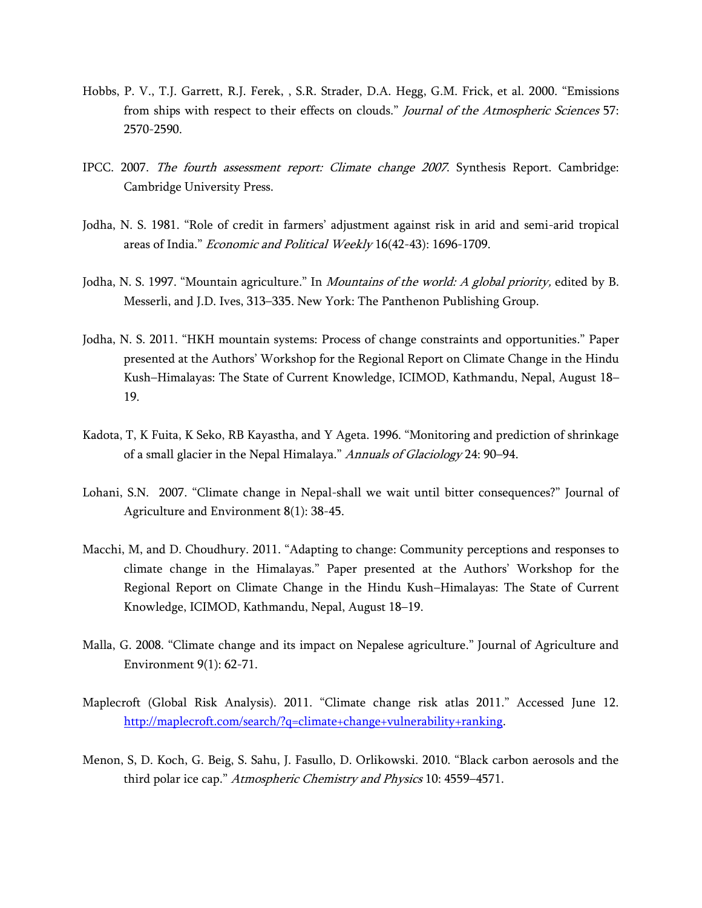Hobbs, P. V., T.J. Garrett, R.J. Ferek, , S.R. Strader, D.A. Hegg, G.M. Frick, et al. 2000. "Emissions from ships with respect to their effects on clouds." *Journal of the Atmospheric Sciences* 57: 2570-2590.

IPCC. 2007. *The fourth assessment report: Climate change 2007*. Synthesis Report. Cambridge: Cambridge University Press.

Jodha, N. S. 1981. "Role of credit in farmers' adjustment against risk in arid and semi-arid tropical areas of India." *Economic and Political Weekly* 16(42-43): 1696-1709.

Jodha, N. S. 1997. "Mountain agriculture." In *Mountains of the world: A global priority,* edited by B. Messerli, and J.D. Ives, 313–335. New York: The Panthenon Publishing Group.

Jodha, N. S. 2011. "HKH mountain systems: Process of change constraints and opportunities." Paper presented at the Authors' Workshop for the Regional Report on Climate Change in the Hindu Kush–Himalayas: The State of Current Knowledge, ICIMOD, Kathmandu, Nepal, August 18–19.

Kadota, T, K Fuita, K Seko, RB Kayastha, and Y Ageta. 1996. "Monitoring and prediction of shrinkage of a small glacier in the Nepal Himalaya." *Annuals of Glaciology* 24: 90–94.

Lohani, S.N. 2007. "Climate change in Nepal-shall we wait until bitter consequences?" Journal of Agriculture and Environment 8(1): 38-45.

Macchi, M, and D. Choudhury. 2011. "Adapting to change: Community perceptions and responses to climate change in the Himalayas." Paper presented at the Authors' Workshop for the Regional Report on Climate Change in the Hindu Kush–Himalayas: The State of Current Knowledge, ICIMOD, Kathmandu, Nepal, August 18–19.

Malla, G. 2008. "Climate change and its impact on Nepalese agriculture." Journal of Agriculture and Environment 9(1): 62-71.

Maplecroft (Global Risk Analysis). 2011. "Climate change risk atlas 2011." Accessed June 12. [http://maplecroft.com/search/?q=climate+change+vulnerability+ranking](http://maplecroft.com/search/?q=climate+change+vulnerability+ranking).

Menon, S, D. Koch, G. Beig, S. Sahu, J. Fasullo, D. Orlikowski. 2010. "Black carbon aerosols and the third polar ice cap." *Atmospheric Chemistry and Physics* 10: 4559–4571.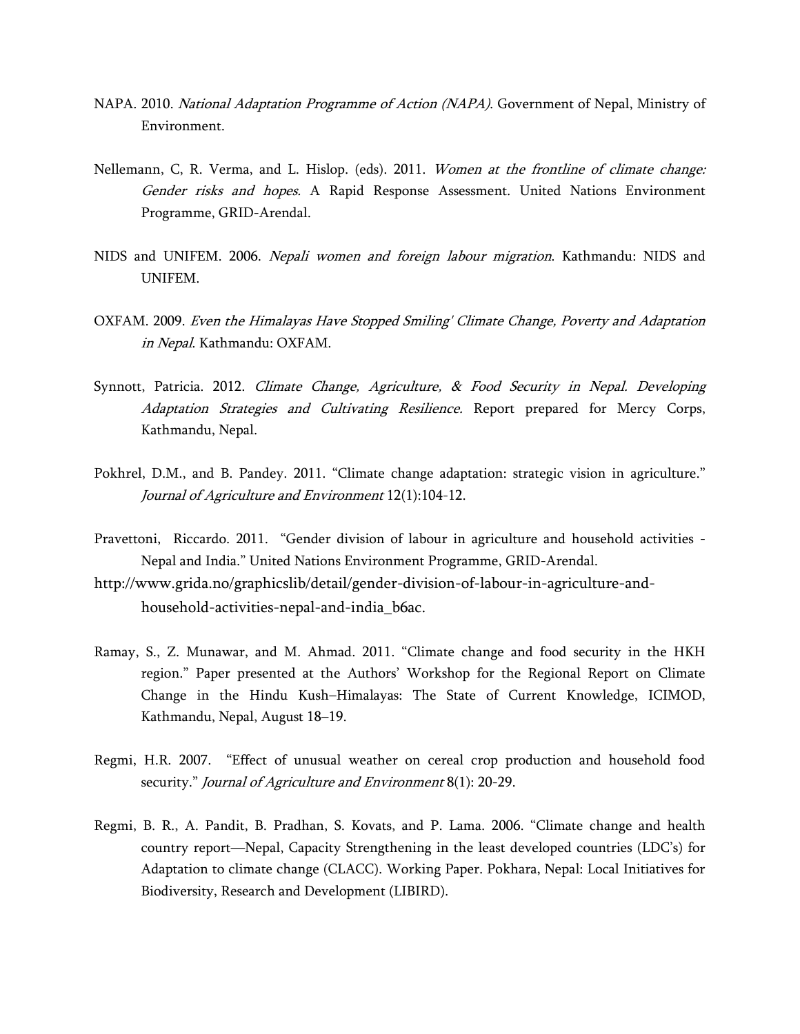NAPA. 2010. *National Adaptation Programme of Action (NAPA)*. Government of Nepal, Ministry of Environment.

Nellemann, C, R. Verma, and L. Hislop. (eds). 2011. *Women at the frontline of climate change: Gender risks and hopes.* A Rapid Response Assessment. United Nations Environment Programme, GRID-Arendal.

NIDS and UNIFEM. 2006. *Nepali women and foreign labour migration*. Kathmandu: NIDS and UNIFEM.

OXFAM. 2009. *Even the Himalayas Have Stopped Smiling' Climate Change, Poverty and Adaptation in Nepal*. Kathmandu: OXFAM.

Synnott, Patricia. 2012. *Climate Change, Agriculture, & Food Security in Nepal. Developing Adaptation Strategies and Cultivating Resilience.* Report prepared for Mercy Corps, Kathmandu, Nepal.

Pokhrel, D.M., and B. Pandey. 2011. "Climate change adaptation: strategic vision in agriculture." *Journal of Agriculture and Environment* 12(1):104-12.

Pravettoni, Riccardo. 2011. "Gender division of labour in agriculture and household activities - Nepal and India." United Nations Environment Programme, GRID-Arendal. http://www.grida.no/graphicslib/detail/gender-division-of-labour-in-agriculture-and-household-activities-nepal-and-india_b6ac.

Ramay, S., Z. Munawar, and M. Ahmad. 2011. "Climate change and food security in the HKH region." Paper presented at the Authors' Workshop for the Regional Report on Climate Change in the Hindu Kush–Himalayas: The State of Current Knowledge, ICIMOD, Kathmandu, Nepal, August 18–19.

Regmi, H.R. 2007. "Effect of unusual weather on cereal crop production and household food security." *Journal of Agriculture and Environment* 8(1): 20-29.

Regmi, B. R., A. Pandit, B. Pradhan, S. Kovats, and P. Lama. 2006. "Climate change and health country report—Nepal, Capacity Strengthening in the least developed countries (LDC's) for Adaptation to climate change (CLACC). Working Paper. Pokhara, Nepal: Local Initiatives for Biodiversity, Research and Development (LIBIRD).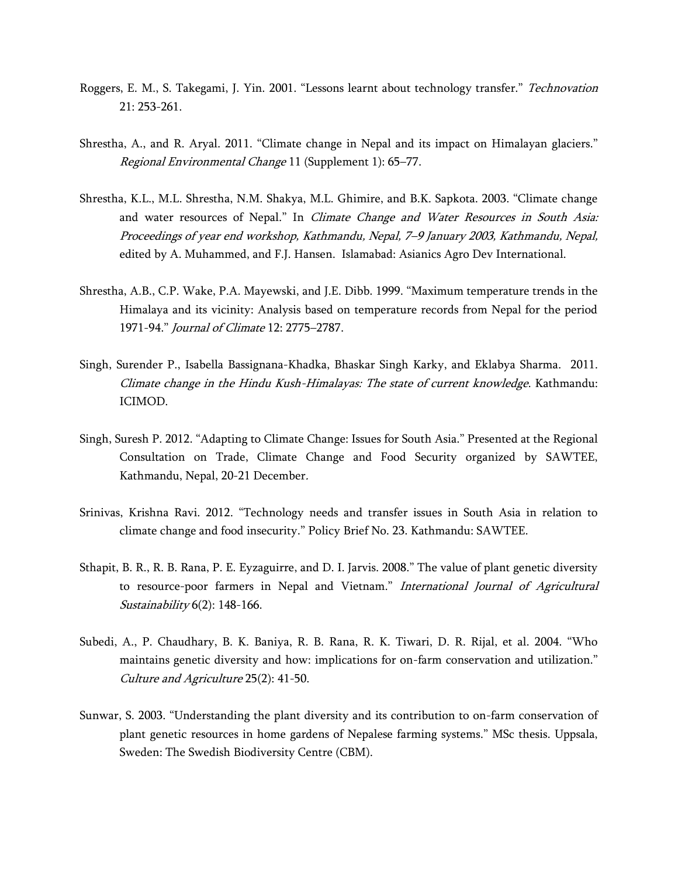Roggers, E. M., S. Takegami, J. Yin. 2001. “Lessons learnt about technology transfer.” *Technovation* 21: 253-261.

Shrestha, A., and R. Aryal. 2011. “Climate change in Nepal and its impact on Himalayan glaciers.” *Regional Environmental Change* 11 (Supplement 1): 65–77.

Shrestha, K.L., M.L. Shrestha, N.M. Shakya, M.L. Ghimire, and B.K. Sapkota. 2003. “Climate change and water resources of Nepal.” In *Climate Change and Water Resources in South Asia: Proceedings of year end workshop, Kathmandu, Nepal, 7–9 January 2003, Kathmandu, Nepal,* edited by A. Muhammed, and F.J. Hansen. Islamabad: Asianics Agro Dev International.

Shrestha, A.B., C.P. Wake, P.A. Mayewski, and J.E. Dibb. 1999. “Maximum temperature trends in the Himalaya and its vicinity: Analysis based on temperature records from Nepal for the period 1971-94.” *Journal of Climate* 12: 2775–2787.

Singh, Surender P., Isabella Bassignana-Khadka, Bhaskar Singh Karky, and Eklabya Sharma. 2011. *Climate change in the Hindu Kush-Himalayas: The state of current knowledge*. Kathmandu: ICIMOD.

Singh, Suresh P. 2012. “Adapting to Climate Change: Issues for South Asia.” Presented at the Regional Consultation on Trade, Climate Change and Food Security organized by SAWTEE, Kathmandu, Nepal, 20-21 December.

Srinivas, Krishna Ravi. 2012. “Technology needs and transfer issues in South Asia in relation to climate change and food insecurity.” Policy Brief No. 23. Kathmandu: SAWTEE.

Sthapit, B. R., R. B. Rana, P. E. Eyzaguirre, and D. I. Jarvis. 2008.” The value of plant genetic diversity to resource-poor farmers in Nepal and Vietnam.” *International Journal of Agricultural Sustainability* 6(2): 148-166.

Subedi, A., P. Chaudhary, B. K. Baniya, R. B. Rana, R. K. Tiwari, D. R. Rijal, et al. 2004. “Who maintains genetic diversity and how: implications for on-farm conservation and utilization.” *Culture and Agriculture* 25(2): 41-50.

Sunwar, S. 2003. “Understanding the plant diversity and its contribution to on-farm conservation of plant genetic resources in home gardens of Nepalese farming systems.” MSc thesis. Uppsala, Sweden: The Swedish Biodiversity Centre (CBM).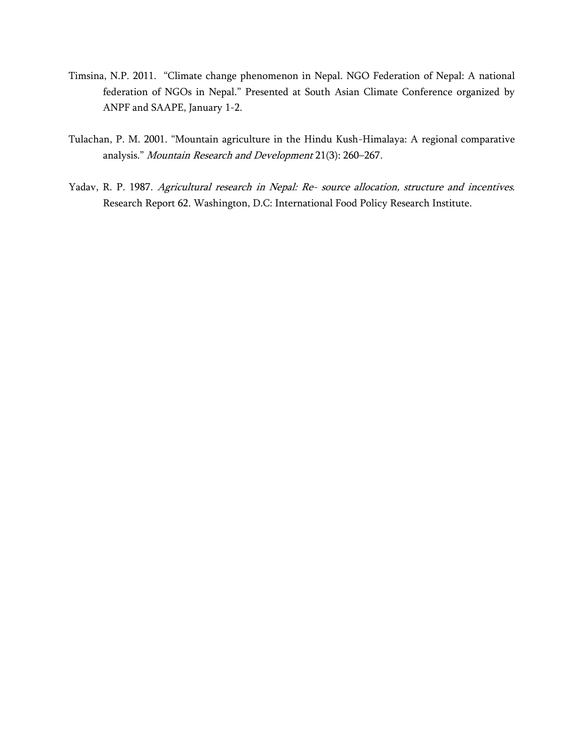Timsina, N.P. 2011. "Climate change phenomenon in Nepal. NGO Federation of Nepal: A national federation of NGOs in Nepal." Presented at South Asian Climate Conference organized by ANPF and SAAPE, January 1-2.

Tulachan, P. M. 2001. "Mountain agriculture in the Hindu Kush-Himalaya: A regional comparative analysis." *Mountain Research and Development* 21(3): 260–267.

Yadav, R. P. 1987. *Agricultural research in Nepal: Re- source allocation, structure and incentives*. Research Report 62. Washington, D.C: International Food Policy Research Institute.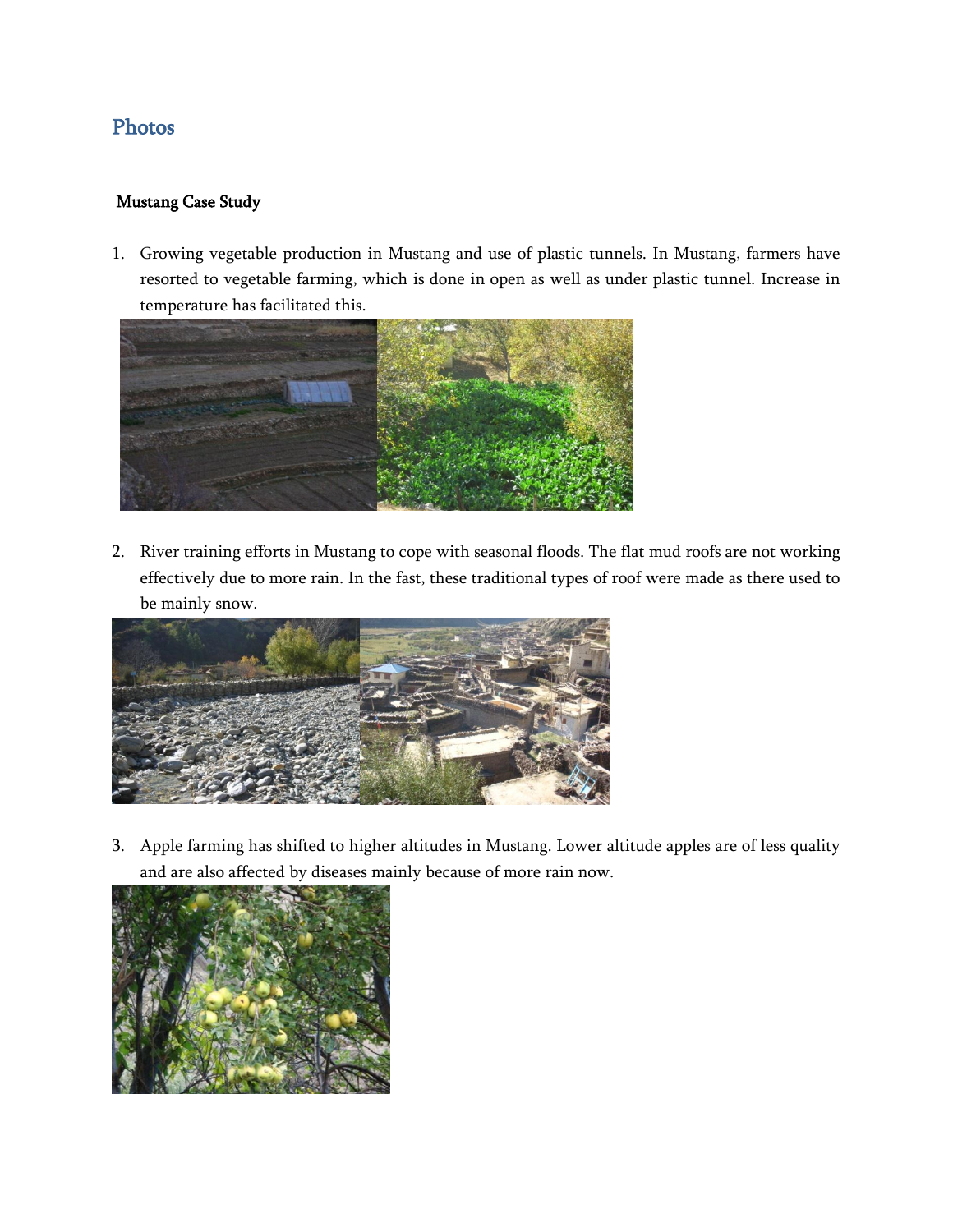# Photos

**Mustang Case Study**

1. Growing vegetable production in Mustang and use of plastic tunnels. In Mustang, farmers have resorted to vegetable farming, which is done in open as well as under plastic tunnel. Increase in temperature has facilitated this.

2. River training efforts in Mustang to cope with seasonal floods. The flat mud roofs are not working effectively due to more rain. In the fast, these traditional types of roof were made as there used to be mainly snow.

3. Apple farming has shifted to higher altitudes in Mustang. Lower altitude apples are of less quality and are also affected by diseases mainly because of more rain now.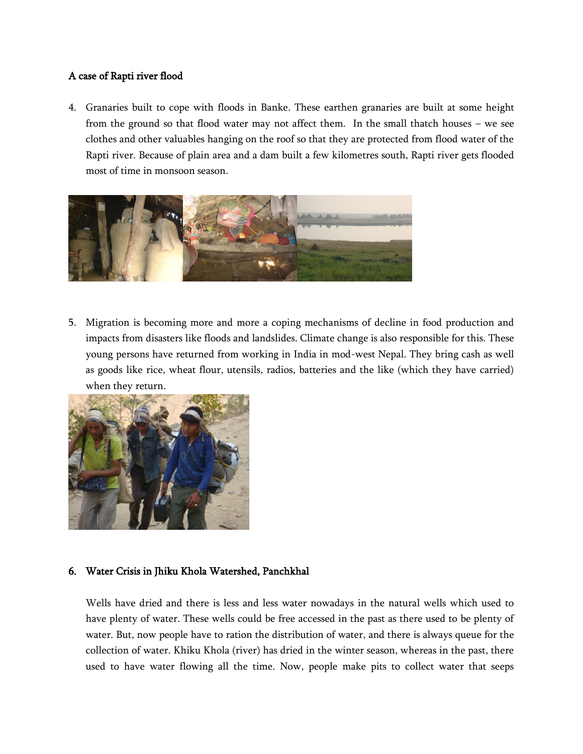### A case of Rapti river flood

4. Granaries built to cope with floods in Banke. These earthen granaries are built at some height from the ground so that flood water may not affect them. In the small thatch houses – we see clothes and other valuables hanging on the roof so that they are protected from flood water of the Rapti river. Because of plain area and a dam built a few kilometres south, Rapti river gets flooded most of time in monsoon season.

5. Migration is becoming more and more a coping mechanisms of decline in food production and impacts from disasters like floods and landslides. Climate change is also responsible for this. These young persons have returned from working in India in mod-west Nepal. They bring cash as well as goods like rice, wheat flour, utensils, radios, batteries and the like (which they have carried) when they return.

### 6. Water Crisis in Jhiku Khola Watershed, Panchkhal

Wells have dried and there is less and less water nowadays in the natural wells which used to have plenty of water. These wells could be free accessed in the past as there used to be plenty of water. But, now people have to ration the distribution of water, and there is always queue for the collection of water. Khiku Khola (river) has dried in the winter season, whereas in the past, there used to have water flowing all the time. Now, people make pits to collect water that seeps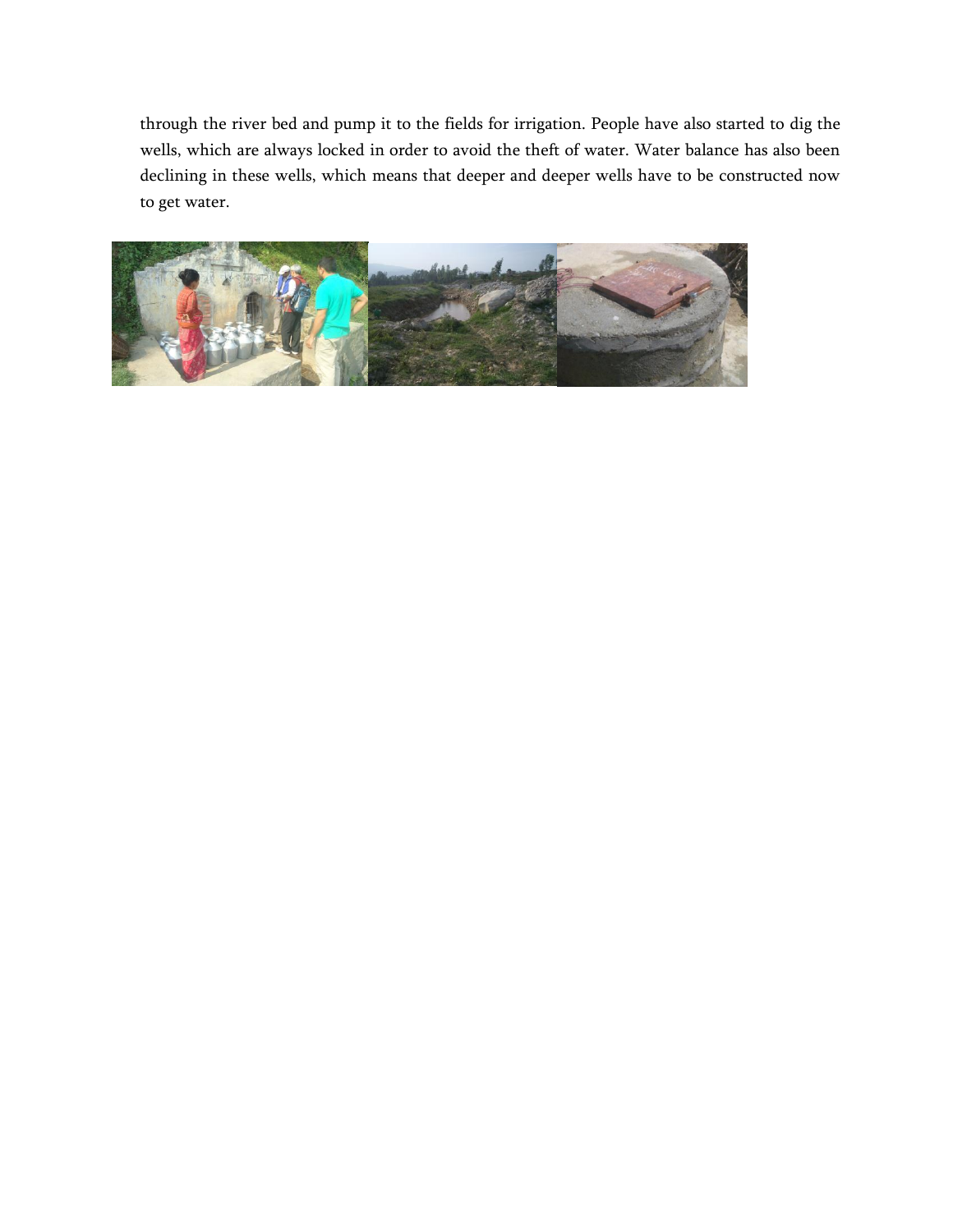through the river bed and pump it to the fields for irrigation. People have also started to dig the wells, which are always locked in order to avoid the theft of water. Water balance has also been declining in these wells, which means that deeper and deeper wells have to be constructed now to get water.